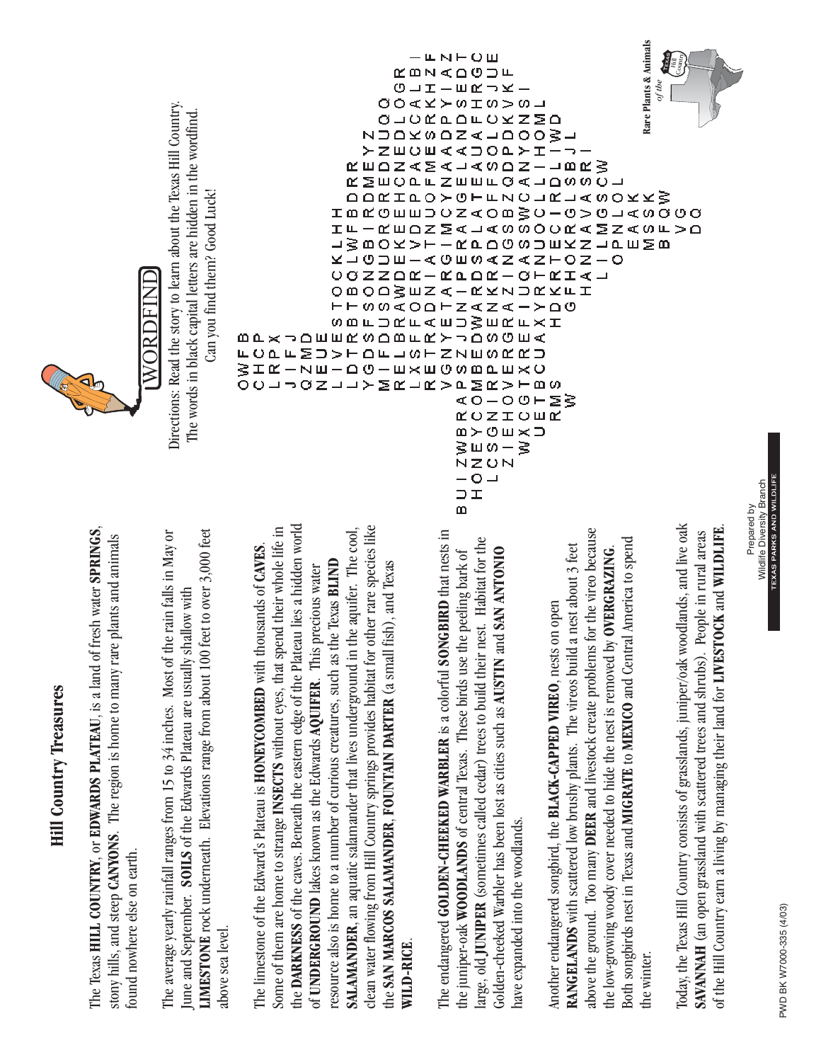# Hill Country Treasures

The Texas **HILL COUNTRY**, or **EDWARDS PLATEAU**, is a land of fresh water **SPRINGS**, stony hills, and steep **CANYONS**. The region is home to many rare plants and animals found nowhere else on earth.

The average yearly rainfall ranges from 15 to 34 inches. Most of the rain falls in May or June and September. **SOILS** of the Edwards Plateau are usually shallow with **LIMESTONE** rock underneath. Elevations range from about 100 feet to over 3,000 feet above sea level.

The limestone of the Edward's Plateau is **HONEYCOMBED** with thousands of **CAVES**. Some of them are home to strange **INSECTS** without eyes, that spend their whole life in the **DARKNESS** of the caves. Beneath the eastern edge of the Plateau lies a hidden world of **UNDERGROUND** lakes known as the Edwards **AQUIFER**. This precious water resource also is home to a number of curious creatures, such as the Texas **BLIND SALAMANDER**, an aquatic salamander that lives underground in the aquifer. The cool, clean water flowing from Hill Country springs provides habitat for other rare species like the **SAN MARCOS SALAMANDER**, **FOUNTAIN DARTER** (a small fish), and Texas **WILD-RICE**.

The endangered **GOLDEN-CHEEKED WARBLER** is a colorful **SONGBIRD** that nests in the juniper-oak **WOODLANDS** of central Texas. These birds use the peeling bark of large, old **JUNIPER** (sometimes called cedar) trees to build their nest. Habitat for the Golden-cheeked Warbler has been lost as cities such as **AUSTIN** and **SAN ANTONIO** have expanded into the woodlands.

Another endangered songbird, the **BLACK-CAPPED VIREO**, nests on open **RANGELANDS** with scattered low brushy plants. The vireos build a nest about 3 feet above the ground. Too many **DEER** and livestock create problems for the vireo because the low-growing woody cover needed to hide the nest is removed by **OVERGRAZING**. Both songbirds nest in Texas and **MIGRATE** to **MEXICO** and Central America to spend the winter.

Today, the Texas Hill Country consists of grasslands, juniper/oak woodlands, and live oak **SAVANNAH** (an open grassland with scattered trees and shrubs). People in rural areas of the Hill Country earn a living by managing their land for **LIVESTOCK** and **WILDLIFE**.

# WORDFIND

Directions: Read the story to learn about the Texas Hill Country. The words in black capital letters are hidden in the wordfind. Can you find them? Good Luck!

```
                        O W F B
                        C H C P
                        L R P X
                        J I F J
                        Q Z M D
                        N E U E
                        L I V E S T O C K L H H
                        L D T R B T B Q L W F B D R R
                        Y G D S F S O N G B I R D M E Y Z
                        M I F D U S D N U O R G R E D N U O Q
                        R E L B R A W D E K E E H C N E D L O G R
                        L X S F F O E R I V D E P P A C K C A L B I
                        R E T R A D N I A T N U O F M E S R K H Z F
          B U I Z W B R A P S Z J U N I P E R A N G E L A N D S E D T
          H O N E Y C O M B E D W A R D S P L A T E A U J A F H R G C
            L C S G N I R P S S E N K R A D A O F S O L C S J U E
              Z I E H O V E R G R A Z I N G S B Z O P D K V K F
              W X C G T X R E F I U Q A S S W C A N Y O N S I
                U E T B C U A X Y R T N U O C L L I H O M L
                  R M S     H D K R T E C I R D L I W D
                    W         G F H O K R G L S B J L
                                H A N N A V A S R I
                                  L I L M G S C W
                                    O P N L O L
                                        E A A K
                                        M S S K
                                        B F Q W
                                          V G
                                          D Q
```

Rare Plants & Animals of the Hill Country

Prepared by Wildlife Diversity Branch
TEXAS PARKS AND WILDLIFE

PWD BK W7000-335 (4/03)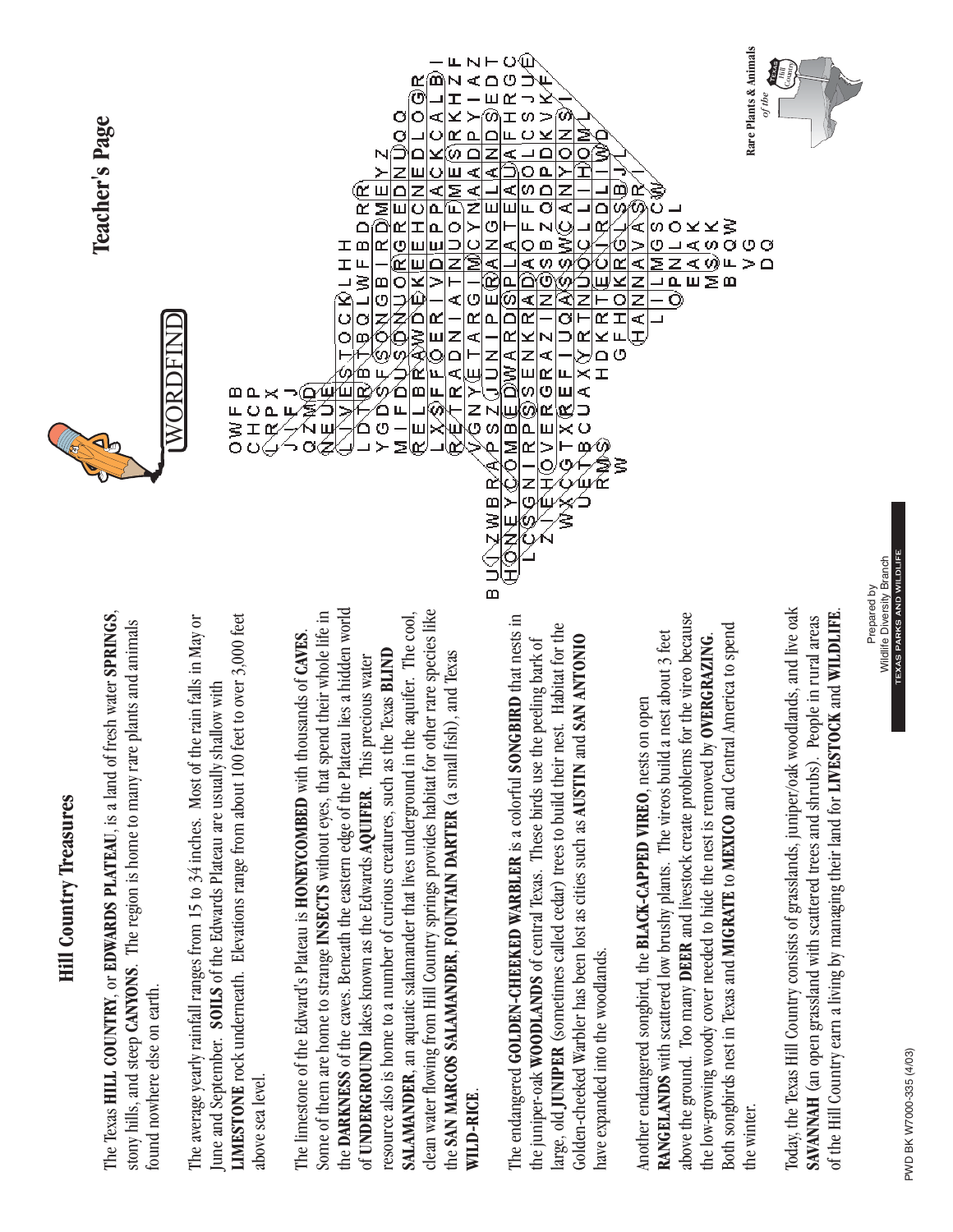# Hill Country Treasures

The Texas **HILL COUNTRY**, or **EDWARDS PLATEAU**, is a land of fresh water **SPRINGS**, stony hills, and steep **CANYONS**. The region is home to many rare plants and animals found nowhere else on earth.

The average yearly rainfall ranges from 15 to 34 inches. Most of the rain falls in May or June and September. **SOILS** of the Edwards Plateau are usually shallow with **LIMESTONE** rock underneath. Elevations range from about 100 feet to over 3,000 feet above sea level.

The limestone of the Edward's Plateau is **HONEYCOMBED** with thousands of **CAVES**. Some of them are home to strange **INSECTS** without eyes, that spend their whole life in the **DARKNESS** of the caves. Beneath the eastern edge of the Plateau lies a hidden world of **UNDERGROUND** lakes known as the Edwards **AQUIFER**. This precious water resource also is home to a number of curious creatures, such as the Texas **BLIND SALAMANDER**, an aquatic salamander that lives underground in the aquifer. The cool, clean water flowing from Hill Country springs provides habitat for other rare species like the **SAN MARCOS SALAMANDER**, **FOUNTAIN DARTER** (a small fish), and Texas **WILD-RICE**.

The endangered **GOLDEN-CHEEKED WARBLER** is a colorful **SONGBIRD** that nests in the juniper-oak **WOODLANDS** of central Texas. These birds use the peeling bark of large, old **JUNIPER** (sometimes called cedar) trees to build their nest. Habitat for the Golden-cheeked Warbler has been lost as cities such as **AUSTIN** and **SAN ANTONIO** have expanded into the woodlands.

Another endangered songbird, the **BLACK-CAPPED VIREO**, nests on open **RANGELANDS** with scattered low brushy plants. The vireos build a nest about 3 feet above the ground. Too many **DEER** and livestock create problems for the vireo because the low-growing woody cover needed to hide the nest is removed by **OVERGRAZING**. Both songbirds nest in Texas and **MIGRATE** to **MEXICO** and Central America to spend the winter.

Today, the Texas Hill Country consists of grasslands, juniper/oak woodlands, and live oak **SAVANNAH** (an open grassland with scattered trees and shrubs). People in rural areas of the Hill Country earn a living by managing their land for **LIVESTOCK** and **WILDLIFE**.

Prepared by
Wildlife Diversity Branch
TEXAS PARKS AND WILDLIFE

PWD BK W7000-335 (4/03)

# Teacher's Page

WORDFIND

Rare Plants & Animals of the Texas Hill Country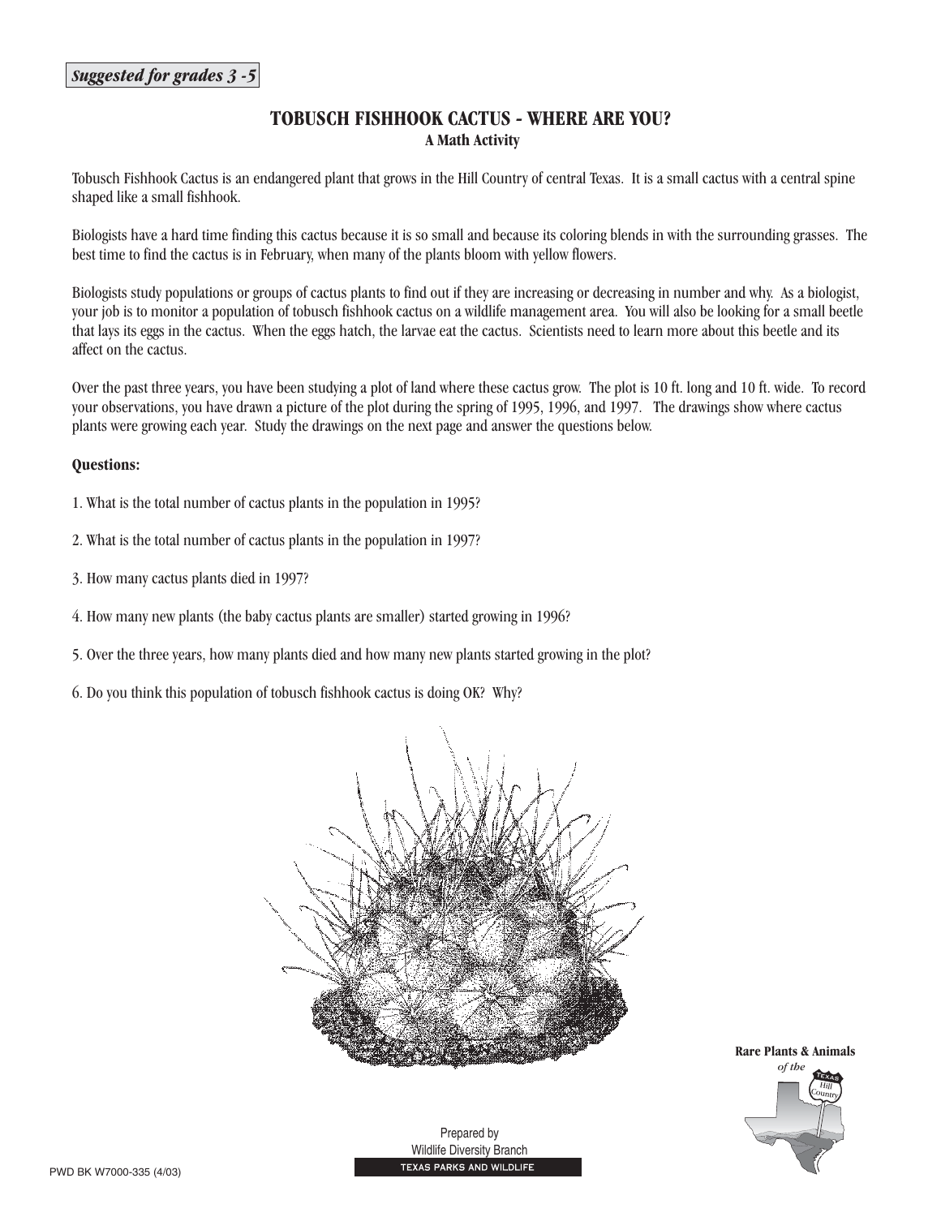*Suggested for grades 3 -5*

# TOBUSCH FISHHOOK CACTUS - WHERE ARE YOU?

**A Math Activity**

Tobusch Fishhook Cactus is an endangered plant that grows in the Hill Country of central Texas. It is a small cactus with a central spine shaped like a small fishhook.

Biologists have a hard time finding this cactus because it is so small and because its coloring blends in with the surrounding grasses. The best time to find the cactus is in February, when many of the plants bloom with yellow flowers.

Biologists study populations or groups of cactus plants to find out if they are increasing or decreasing in number and why. As a biologist, your job is to monitor a population of tobusch fishhook cactus on a wildlife management area. You will also be looking for a small beetle that lays its eggs in the cactus. When the eggs hatch, the larvae eat the cactus. Scientists need to learn more about this beetle and its affect on the cactus.

Over the past three years, you have been studying a plot of land where these cactus grow. The plot is 10 ft. long and 10 ft. wide. To record your observations, you have drawn a picture of the plot during the spring of 1995, 1996, and 1997. The drawings show where cactus plants were growing each year. Study the drawings on the next page and answer the questions below.

**Questions:**

1. What is the total number of cactus plants in the population in 1995?

2. What is the total number of cactus plants in the population in 1997?

3. How many cactus plants died in 1997?

4. How many new plants (the baby cactus plants are smaller) started growing in 1996?

5. Over the three years, how many plants died and how many new plants started growing in the plot?

6. Do you think this population of tobusch fishhook cactus is doing OK? Why?

**Rare Plants & Animals** *of the* Texas Hill Country

Prepared by
Wildlife Diversity Branch
TEXAS PARKS AND WILDLIFE

PWD BK W7000-335 (4/03)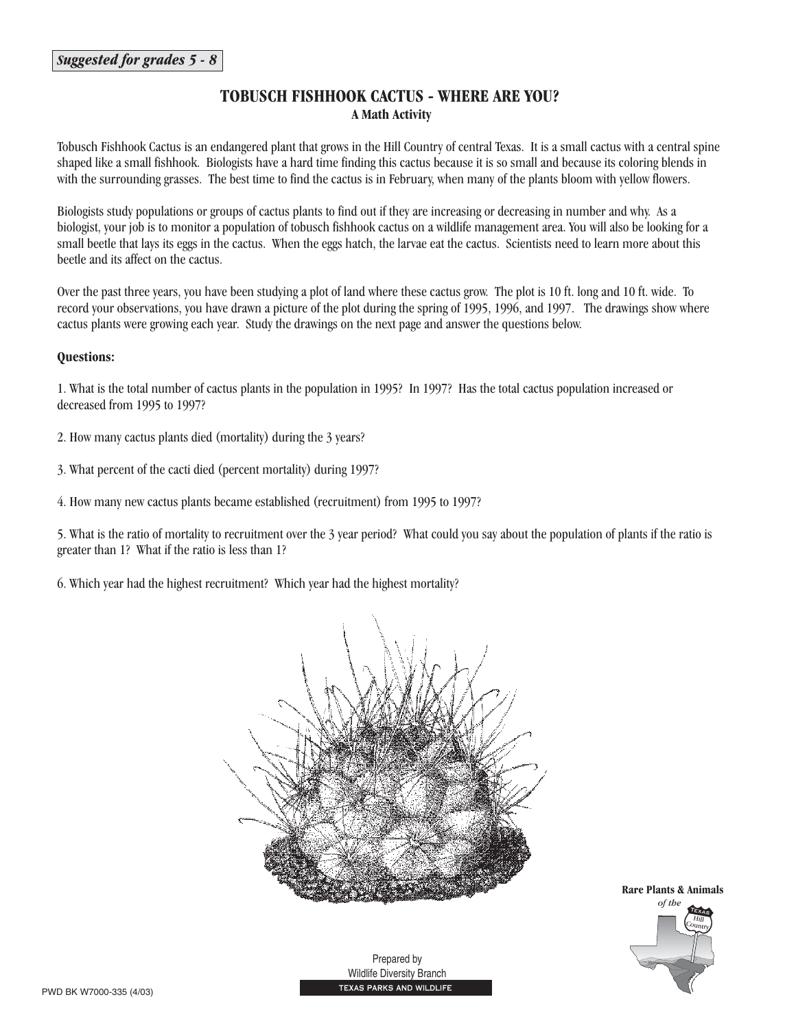*Suggested for grades 5 - 8*

## TOBUSCH FISHHOOK CACTUS - WHERE ARE YOU?

### A Math Activity

Tobusch Fishhook Cactus is an endangered plant that grows in the Hill Country of central Texas. It is a small cactus with a central spine shaped like a small fishhook. Biologists have a hard time finding this cactus because it is so small and because its coloring blends in with the surrounding grasses. The best time to find the cactus is in February, when many of the plants bloom with yellow flowers.

Biologists study populations or groups of cactus plants to find out if they are increasing or decreasing in number and why. As a biologist, your job is to monitor a population of tobusch fishhook cactus on a wildlife management area. You will also be looking for a small beetle that lays its eggs in the cactus. When the eggs hatch, the larvae eat the cactus. Scientists need to learn more about this beetle and its affect on the cactus.

Over the past three years, you have been studying a plot of land where these cactus grow. The plot is 10 ft. long and 10 ft. wide. To record your observations, you have drawn a picture of the plot during the spring of 1995, 1996, and 1997. The drawings show where cactus plants were growing each year. Study the drawings on the next page and answer the questions below.

**Questions:**

1. What is the total number of cactus plants in the population in 1995? In 1997? Has the total cactus population increased or decreased from 1995 to 1997?

2. How many cactus plants died (mortality) during the 3 years?

3. What percent of the cacti died (percent mortality) during 1997?

4. How many new cactus plants became established (recruitment) from 1995 to 1997?

5. What is the ratio of mortality to recruitment over the 3 year period? What could you say about the population of plants if the ratio is greater than 1? What if the ratio is less than 1?

6. Which year had the highest recruitment? Which year had the highest mortality?

**Rare Plants & Animals** *of the* Texas Hill Country

Prepared by
Wildlife Diversity Branch
TEXAS PARKS AND WILDLIFE

PWD BK W7000-335 (4/03)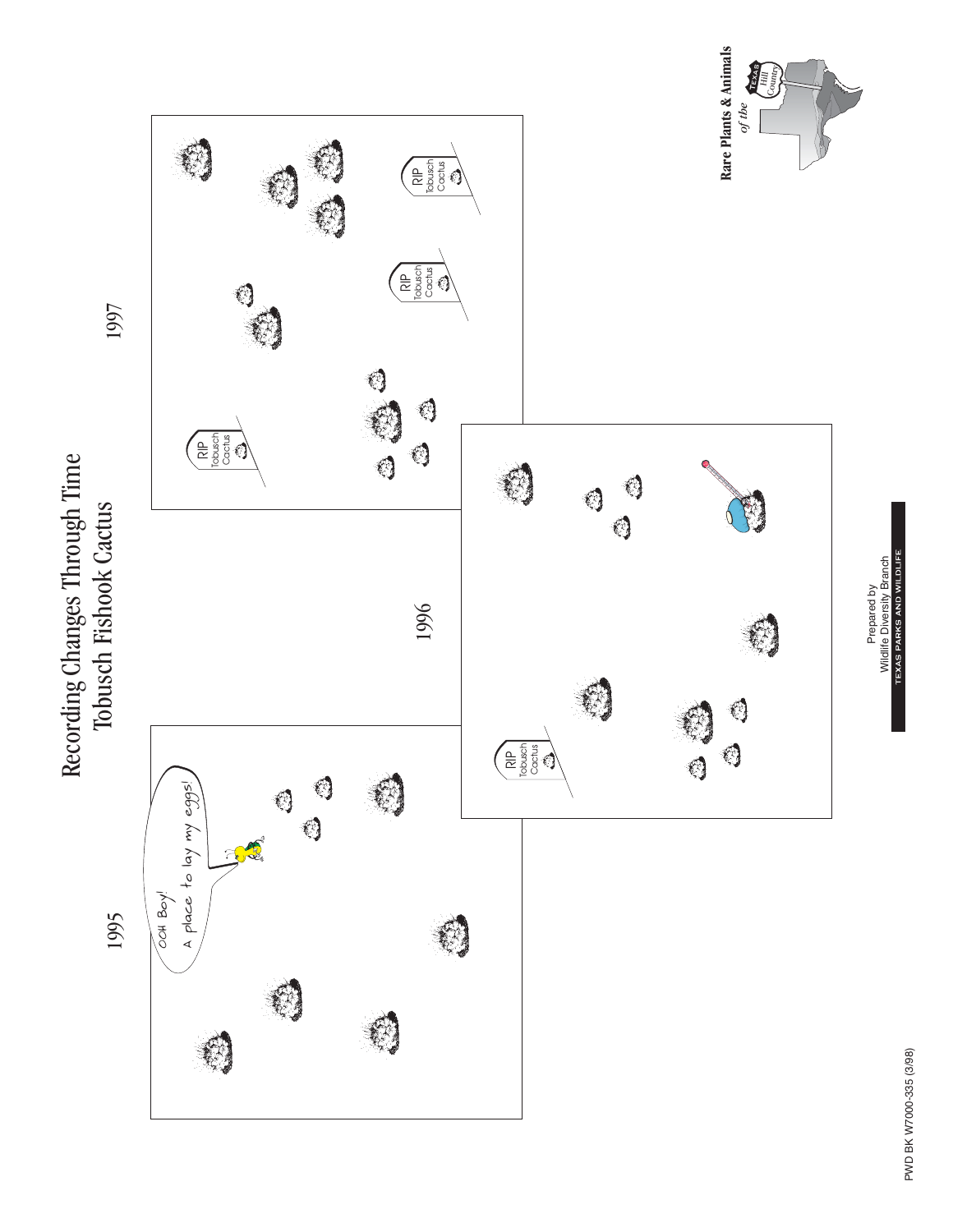# Recording Changes Through Time
## Tobusch Fishook Cactus

1995

OOH Boy!
A place to lay my eggs!

1996

RIP Tobusch Cactus

1997

RIP Tobusch Cactus

RIP Tobusch Cactus

RIP Tobusch Cactus

Prepared by
Wildlife Diversity Branch
TEXAS PARKS AND WILDLIFE

**Rare Plants & Animals** *of the* Texas Hill Country

PWD BK W7000-335 (3/98)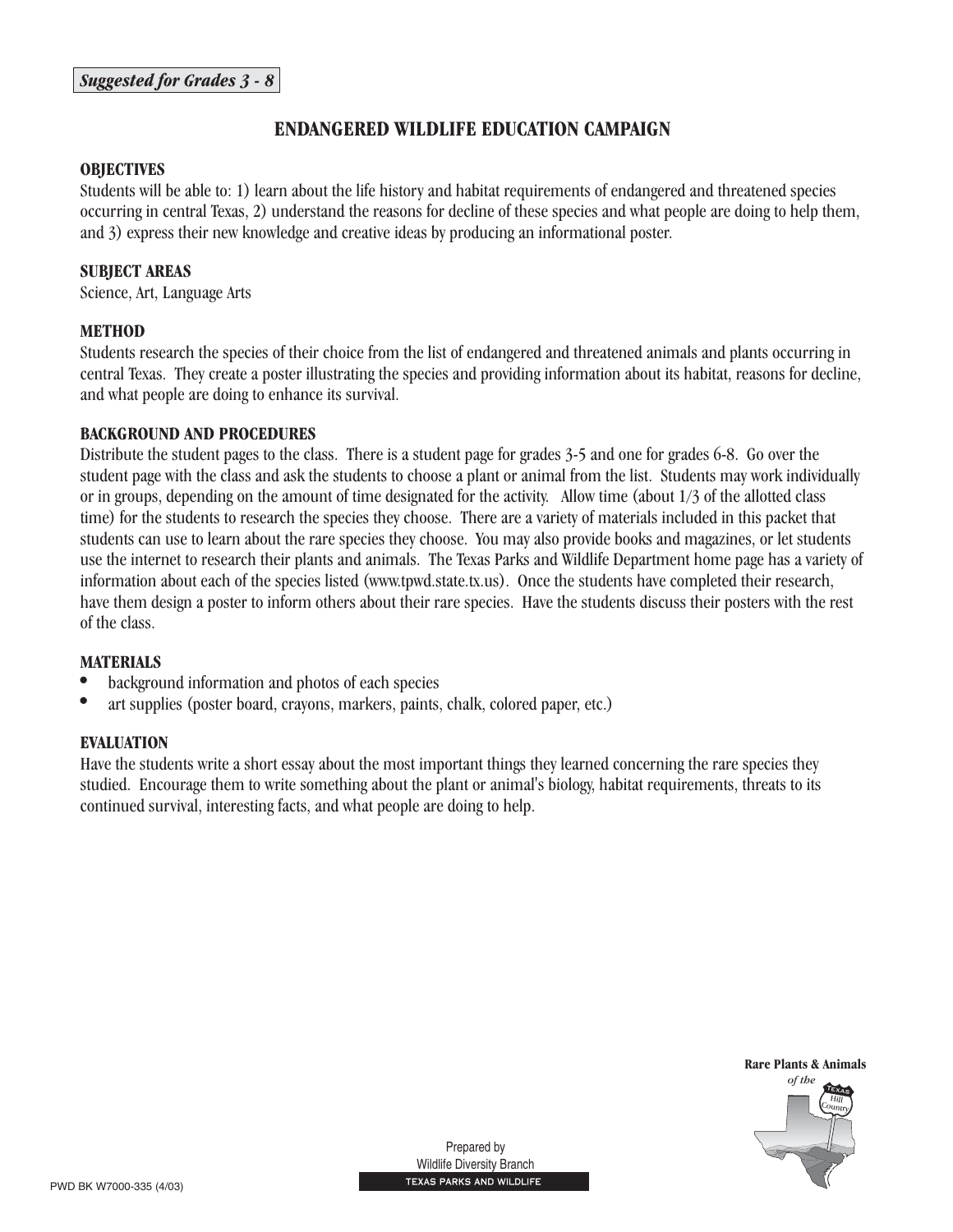*Suggested for Grades 3 - 8*

## ENDANGERED WILDLIFE EDUCATION CAMPAIGN

**OBJECTIVES**

Students will be able to: 1) learn about the life history and habitat requirements of endangered and threatened species occurring in central Texas, 2) understand the reasons for decline of these species and what people are doing to help them, and 3) express their new knowledge and creative ideas by producing an informational poster.

**SUBJECT AREAS**

Science, Art, Language Arts

**METHOD**

Students research the species of their choice from the list of endangered and threatened animals and plants occurring in central Texas. They create a poster illustrating the species and providing information about its habitat, reasons for decline, and what people are doing to enhance its survival.

**BACKGROUND AND PROCEDURES**

Distribute the student pages to the class. There is a student page for grades 3-5 and one for grades 6-8. Go over the student page with the class and ask the students to choose a plant or animal from the list. Students may work individually or in groups, depending on the amount of time designated for the activity. Allow time (about 1/3 of the allotted class time) for the students to research the species they choose. There are a variety of materials included in this packet that students can use to learn about the rare species they choose. You may also provide books and magazines, or let students use the internet to research their plants and animals. The Texas Parks and Wildlife Department home page has a variety of information about each of the species listed (www.tpwd.state.tx.us). Once the students have completed their research, have them design a poster to inform others about their rare species. Have the students discuss their posters with the rest of the class.

**MATERIALS**

- background information and photos of each species
- art supplies (poster board, crayons, markers, paints, chalk, colored paper, etc.)

**EVALUATION**

Have the students write a short essay about the most important things they learned concerning the rare species they studied. Encourage them to write something about the plant or animal's biology, habitat requirements, threats to its continued survival, interesting facts, and what people are doing to help.

Rare Plants & Animals of the Texas Hill Country

Prepared by
Wildlife Diversity Branch
TEXAS PARKS AND WILDLIFE

PWD BK W7000-335 (4/03)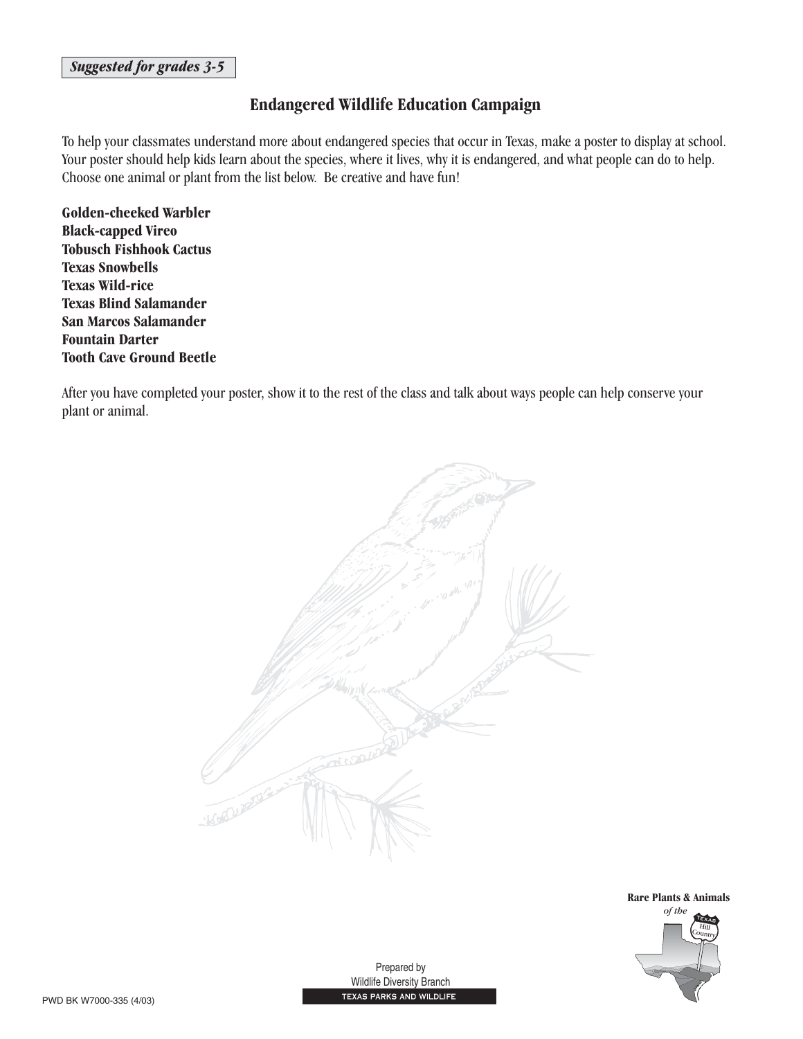*Suggested for grades 3-5*

## Endangered Wildlife Education Campaign

To help your classmates understand more about endangered species that occur in Texas, make a poster to display at school. Your poster should help kids learn about the species, where it lives, why it is endangered, and what people can do to help. Choose one animal or plant from the list below. Be creative and have fun!

**Golden-cheeked Warbler**
**Black-capped Vireo**
**Tobusch Fishhook Cactus**
**Texas Snowbells**
**Texas Wild-rice**
**Texas Blind Salamander**
**San Marcos Salamander**
**Fountain Darter**
**Tooth Cave Ground Beetle**

After you have completed your poster, show it to the rest of the class and talk about ways people can help conserve your plant or animal.

Prepared by
Wildlife Diversity Branch
TEXAS PARKS AND WILDLIFE

PWD BK W7000-335 (4/03)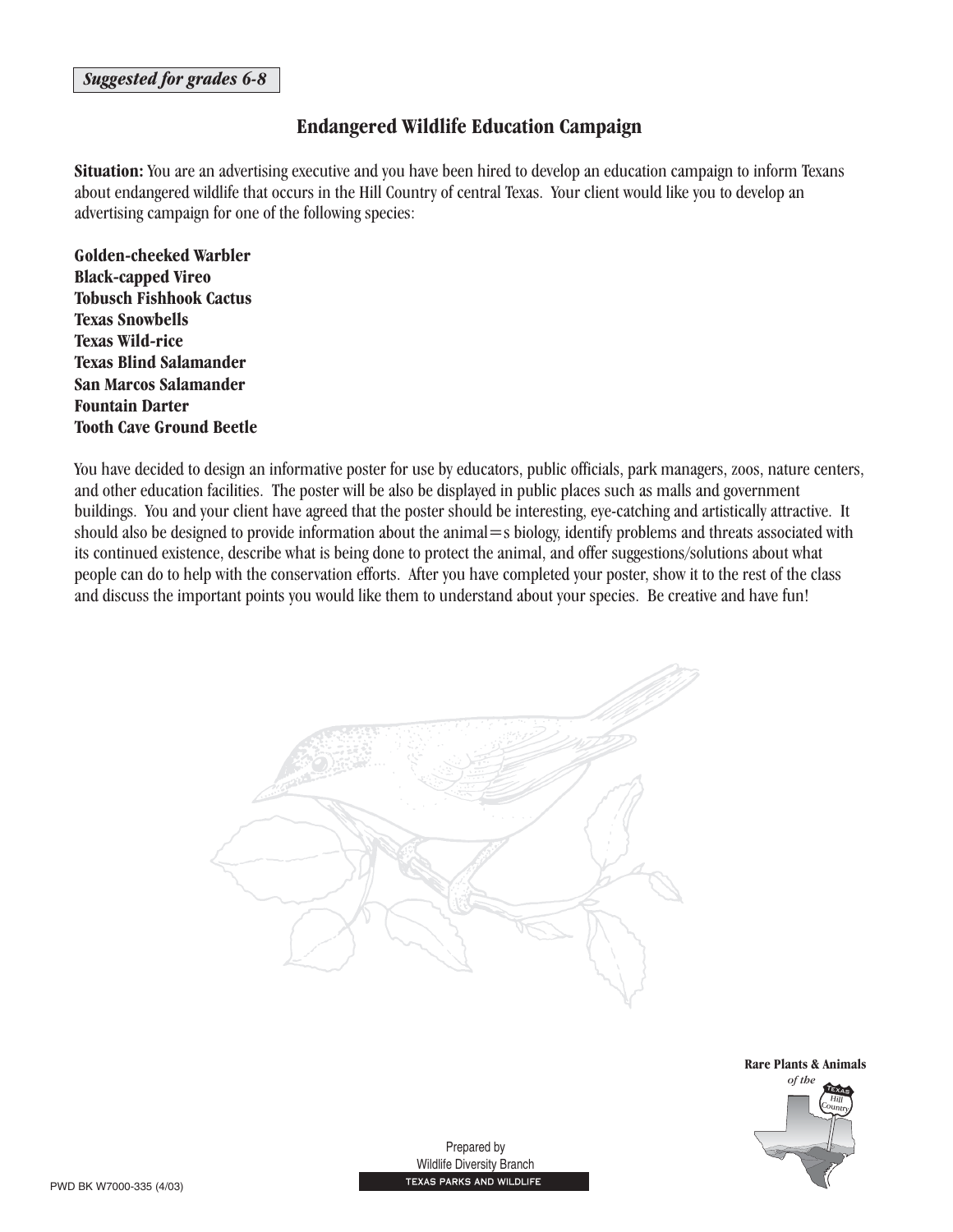*Suggested for grades 6-8*

## Endangered Wildlife Education Campaign

**Situation:** You are an advertising executive and you have been hired to develop an education campaign to inform Texans about endangered wildlife that occurs in the Hill Country of central Texas. Your client would like you to develop an advertising campaign for one of the following species:

**Golden-cheeked Warbler**
**Black-capped Vireo**
**Tobusch Fishhook Cactus**
**Texas Snowbells**
**Texas Wild-rice**
**Texas Blind Salamander**
**San Marcos Salamander**
**Fountain Darter**
**Tooth Cave Ground Beetle**

You have decided to design an informative poster for use by educators, public officials, park managers, zoos, nature centers, and other education facilities. The poster will be also be displayed in public places such as malls and government buildings. You and your client have agreed that the poster should be interesting, eye-catching and artistically attractive. It should also be designed to provide information about the animal=s biology, identify problems and threats associated with its continued existence, describe what is being done to protect the animal, and offer suggestions/solutions about what people can do to help with the conservation efforts. After you have completed your poster, show it to the rest of the class and discuss the important points you would like them to understand about your species. Be creative and have fun!

**Rare Plants & Animals** *of the* Texas Hill Country

Prepared by
Wildlife Diversity Branch
TEXAS PARKS AND WILDLIFE

PWD BK W7000-335 (4/03)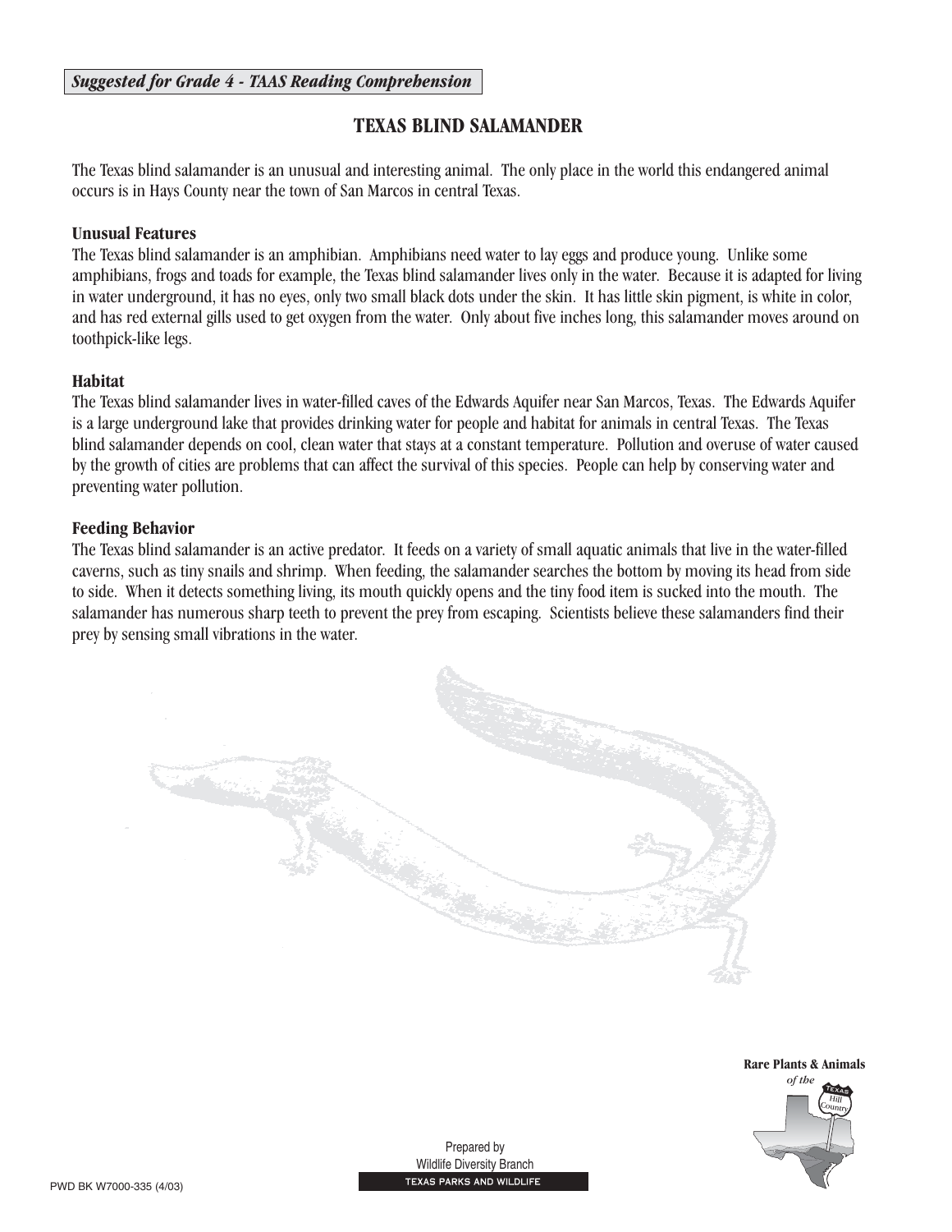*Suggested for Grade 4 - TAAS Reading Comprehension*

# TEXAS BLIND SALAMANDER

The Texas blind salamander is an unusual and interesting animal. The only place in the world this endangered animal occurs is in Hays County near the town of San Marcos in central Texas.

**Unusual Features**

The Texas blind salamander is an amphibian. Amphibians need water to lay eggs and produce young. Unlike some amphibians, frogs and toads for example, the Texas blind salamander lives only in the water. Because it is adapted for living in water underground, it has no eyes, only two small black dots under the skin. It has little skin pigment, is white in color, and has red external gills used to get oxygen from the water. Only about five inches long, this salamander moves around on toothpick-like legs.

**Habitat**

The Texas blind salamander lives in water-filled caves of the Edwards Aquifer near San Marcos, Texas. The Edwards Aquifer is a large underground lake that provides drinking water for people and habitat for animals in central Texas. The Texas blind salamander depends on cool, clean water that stays at a constant temperature. Pollution and overuse of water caused by the growth of cities are problems that can affect the survival of this species. People can help by conserving water and preventing water pollution.

**Feeding Behavior**

The Texas blind salamander is an active predator. It feeds on a variety of small aquatic animals that live in the water-filled caverns, such as tiny snails and shrimp. When feeding, the salamander searches the bottom by moving its head from side to side. When it detects something living, its mouth quickly opens and the tiny food item is sucked into the mouth. The salamander has numerous sharp teeth to prevent the prey from escaping. Scientists believe these salamanders find their prey by sensing small vibrations in the water.

Rare Plants & Animals *of the* Texas Hill Country

Prepared by
Wildlife Diversity Branch
TEXAS PARKS AND WILDLIFE

PWD BK W7000-335 (4/03)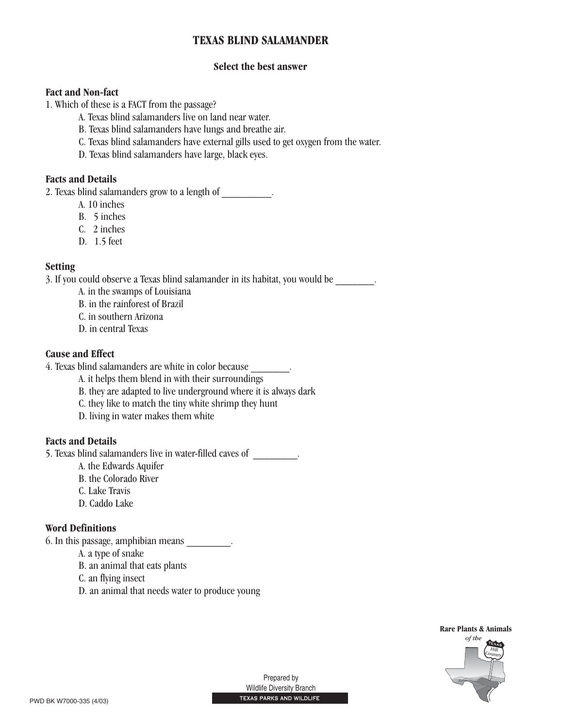# TEXAS BLIND SALAMANDER

**Select the best answer**

### Fact and Non-fact

1. Which of these is a FACT from the passage?
   - A. Texas blind salamanders live on land near water.
   - B. Texas blind salamanders have lungs and breathe air.
   - C. Texas blind salamanders have external gills used to get oxygen from the water.
   - D. Texas blind salamanders have large, black eyes.

### Facts and Details

2. Texas blind salamanders grow to a length of __________.
   - A. 10 inches
   - B. 5 inches
   - C. 2 inches
   - D. 1.5 feet

### Setting

3. If you could observe a Texas blind salamander in its habitat, you would be ________.
   - A. in the swamps of Louisiana
   - B. in the rainforest of Brazil
   - C. in southern Arizona
   - D. in central Texas

### Cause and Effect

4. Texas blind salamanders are white in color because ________.
   - A. it helps them blend in with their surroundings
   - B. they are adapted to live underground where it is always dark
   - C. they like to match the tiny white shrimp they hunt
   - D. living in water makes them white

### Facts and Details

5. Texas blind salamanders live in water-filled caves of _________.
   - A. the Edwards Aquifer
   - B. the Colorado River
   - C. Lake Travis
   - D. Caddo Lake

### Word Definitions

6. In this passage, amphibian means _________.
   - A. a type of snake
   - B. an animal that eats plants
   - C. an flying insect
   - D. an animal that needs water to produce young

Rare Plants & Animals *of the* Texas Hill Country

PWD BK W7000-335 (4/03)

Prepared by Wildlife Diversity Branch
TEXAS PARKS AND WILDLIFE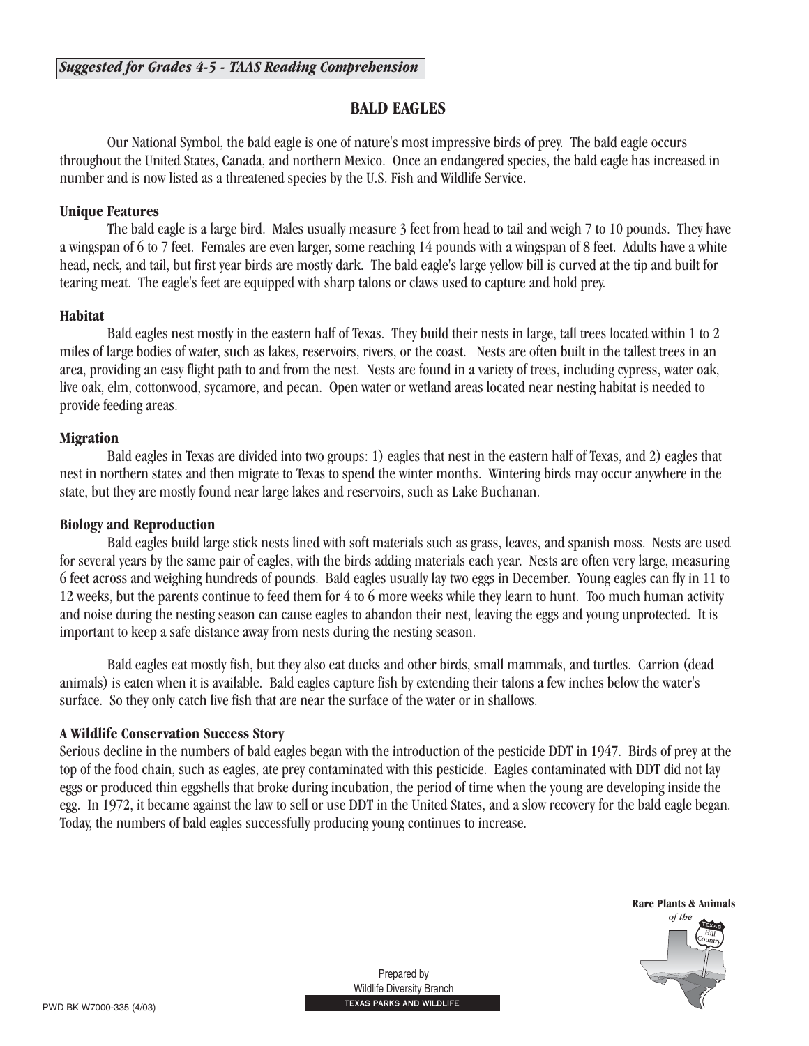*Suggested for Grades 4-5 - TAAS Reading Comprehension*

# BALD EAGLES

Our National Symbol, the bald eagle is one of nature's most impressive birds of prey. The bald eagle occurs throughout the United States, Canada, and northern Mexico. Once an endangered species, the bald eagle has increased in number and is now listed as a threatened species by the U.S. Fish and Wildlife Service.

## Unique Features

The bald eagle is a large bird. Males usually measure 3 feet from head to tail and weigh 7 to 10 pounds. They have a wingspan of 6 to 7 feet. Females are even larger, some reaching 14 pounds with a wingspan of 8 feet. Adults have a white head, neck, and tail, but first year birds are mostly dark. The bald eagle's large yellow bill is curved at the tip and built for tearing meat. The eagle's feet are equipped with sharp talons or claws used to capture and hold prey.

## Habitat

Bald eagles nest mostly in the eastern half of Texas. They build their nests in large, tall trees located within 1 to 2 miles of large bodies of water, such as lakes, reservoirs, rivers, or the coast. Nests are often built in the tallest trees in an area, providing an easy flight path to and from the nest. Nests are found in a variety of trees, including cypress, water oak, live oak, elm, cottonwood, sycamore, and pecan. Open water or wetland areas located near nesting habitat is needed to provide feeding areas.

## Migration

Bald eagles in Texas are divided into two groups: 1) eagles that nest in the eastern half of Texas, and 2) eagles that nest in northern states and then migrate to Texas to spend the winter months. Wintering birds may occur anywhere in the state, but they are mostly found near large lakes and reservoirs, such as Lake Buchanan.

## Biology and Reproduction

Bald eagles build large stick nests lined with soft materials such as grass, leaves, and spanish moss. Nests are used for several years by the same pair of eagles, with the birds adding materials each year. Nests are often very large, measuring 6 feet across and weighing hundreds of pounds. Bald eagles usually lay two eggs in December. Young eagles can fly in 11 to 12 weeks, but the parents continue to feed them for 4 to 6 more weeks while they learn to hunt. Too much human activity and noise during the nesting season can cause eagles to abandon their nest, leaving the eggs and young unprotected. It is important to keep a safe distance away from nests during the nesting season.

Bald eagles eat mostly fish, but they also eat ducks and other birds, small mammals, and turtles. Carrion (dead animals) is eaten when it is available. Bald eagles capture fish by extending their talons a few inches below the water's surface. So they only catch live fish that are near the surface of the water or in shallows.

## A Wildlife Conservation Success Story

Serious decline in the numbers of bald eagles began with the introduction of the pesticide DDT in 1947. Birds of prey at the top of the food chain, such as eagles, ate prey contaminated with this pesticide. Eagles contaminated with DDT did not lay eggs or produced thin eggshells that broke during <u>incubation</u>, the period of time when the young are developing inside the egg. In 1972, it became against the law to sell or use DDT in the United States, and a slow recovery for the bald eagle began. Today, the numbers of bald eagles successfully producing young continues to increase.

**Rare Plants & Animals** *of the* Texas Hill Country

Prepared by
Wildlife Diversity Branch
TEXAS PARKS AND WILDLIFE

PWD BK W7000-335 (4/03)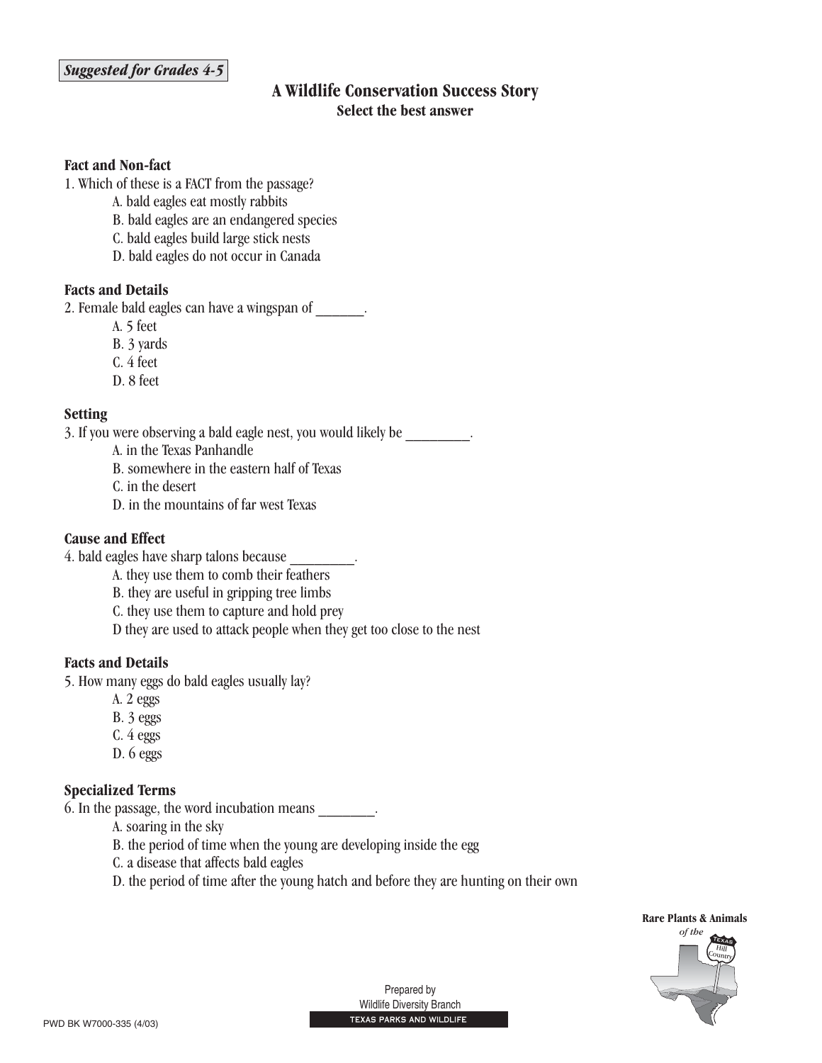*Suggested for Grades 4-5*

## A Wildlife Conservation Success Story

**Select the best answer**

**Fact and Non-fact**

1. Which of these is a FACT from the passage?
   - A. bald eagles eat mostly rabbits
   - B. bald eagles are an endangered species
   - C. bald eagles build large stick nests
   - D. bald eagles do not occur in Canada

**Facts and Details**

2. Female bald eagles can have a wingspan of _______.
   - A. 5 feet
   - B. 3 yards
   - C. 4 feet
   - D. 8 feet

**Setting**

3. If you were observing a bald eagle nest, you would likely be _________.
   - A. in the Texas Panhandle
   - B. somewhere in the eastern half of Texas
   - C. in the desert
   - D. in the mountains of far west Texas

**Cause and Effect**

4. bald eagles have sharp talons because _________.
   - A. they use them to comb their feathers
   - B. they are useful in gripping tree limbs
   - C. they use them to capture and hold prey
   - D they are used to attack people when they get too close to the nest

**Facts and Details**

5. How many eggs do bald eagles usually lay?
   - A. 2 eggs
   - B. 3 eggs
   - C. 4 eggs
   - D. 6 eggs

**Specialized Terms**

6. In the passage, the word incubation means ________.
   - A. soaring in the sky
   - B. the period of time when the young are developing inside the egg
   - C. a disease that affects bald eagles
   - D. the period of time after the young hatch and before they are hunting on their own

**Rare Plants & Animals** *of the* Texas Hill Country

Prepared by
Wildlife Diversity Branch
TEXAS PARKS AND WILDLIFE

PWD BK W7000-335 (4/03)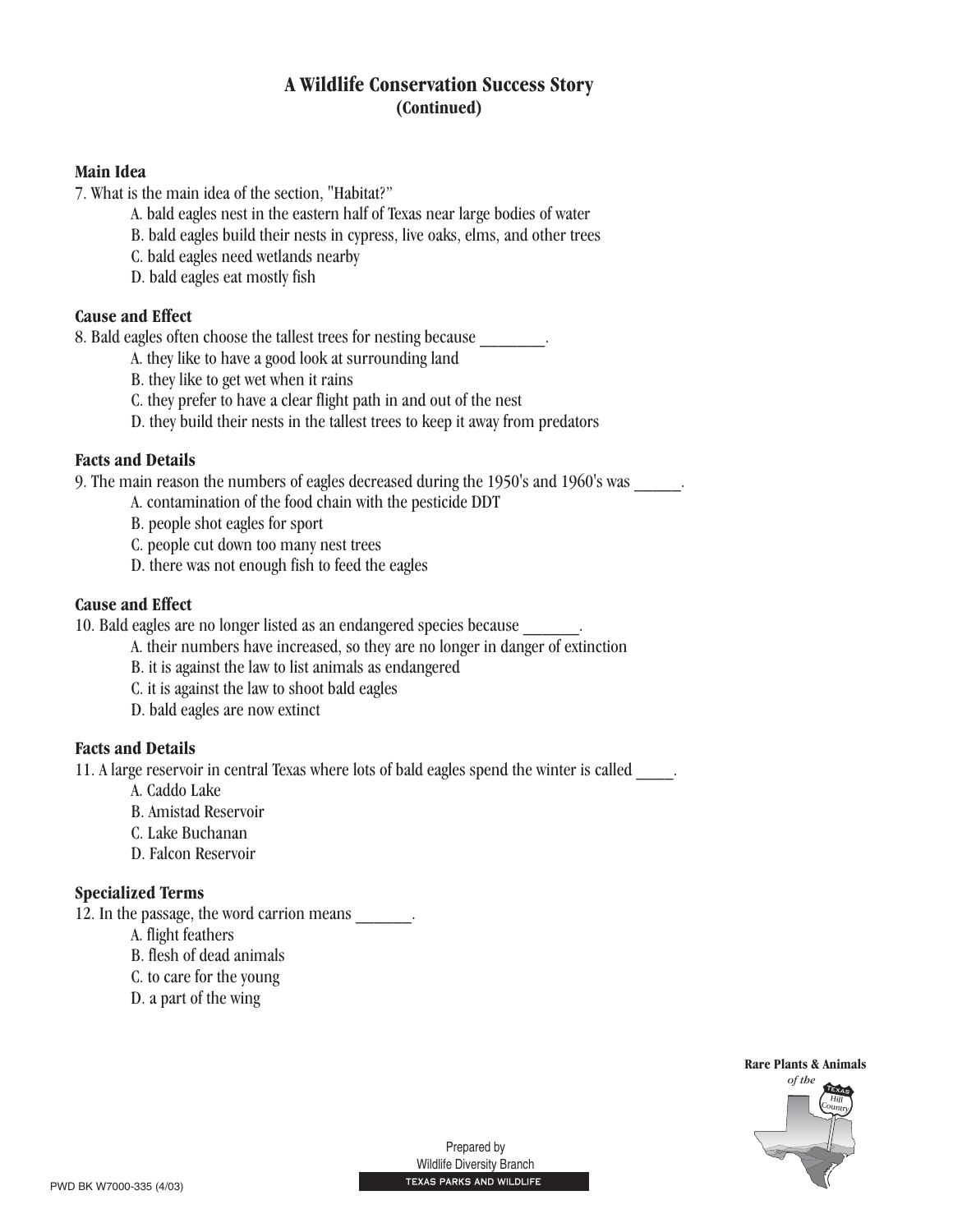# A Wildlife Conservation Success Story
## (Continued)

### Main Idea

7. What is the main idea of the section, "Habitat?"

   A. bald eagles nest in the eastern half of Texas near large bodies of water
   B. bald eagles build their nests in cypress, live oaks, elms, and other trees
   C. bald eagles need wetlands nearby
   D. bald eagles eat mostly fish

### Cause and Effect

8. Bald eagles often choose the tallest trees for nesting because ________.

   A. they like to have a good look at surrounding land
   B. they like to get wet when it rains
   C. they prefer to have a clear flight path in and out of the nest
   D. they build their nests in the tallest trees to keep it away from predators

### Facts and Details

9. The main reason the numbers of eagles decreased during the 1950's and 1960's was ______.

   A. contamination of the food chain with the pesticide DDT
   B. people shot eagles for sport
   C. people cut down too many nest trees
   D. there was not enough fish to feed the eagles

### Cause and Effect

10. Bald eagles are no longer listed as an endangered species because _______.

   A. their numbers have increased, so they are no longer in danger of extinction
   B. it is against the law to list animals as endangered
   C. it is against the law to shoot bald eagles
   D. bald eagles are now extinct

### Facts and Details

11. A large reservoir in central Texas where lots of bald eagles spend the winter is called _____.

   A. Caddo Lake
   B. Amistad Reservoir
   C. Lake Buchanan
   D. Falcon Reservoir

### Specialized Terms

12. In the passage, the word carrion means _______.

   A. flight feathers
   B. flesh of dead animals
   C. to care for the young
   D. a part of the wing

Prepared by
Wildlife Diversity Branch
TEXAS PARKS AND WILDLIFE

PWD BK W7000-335 (4/03)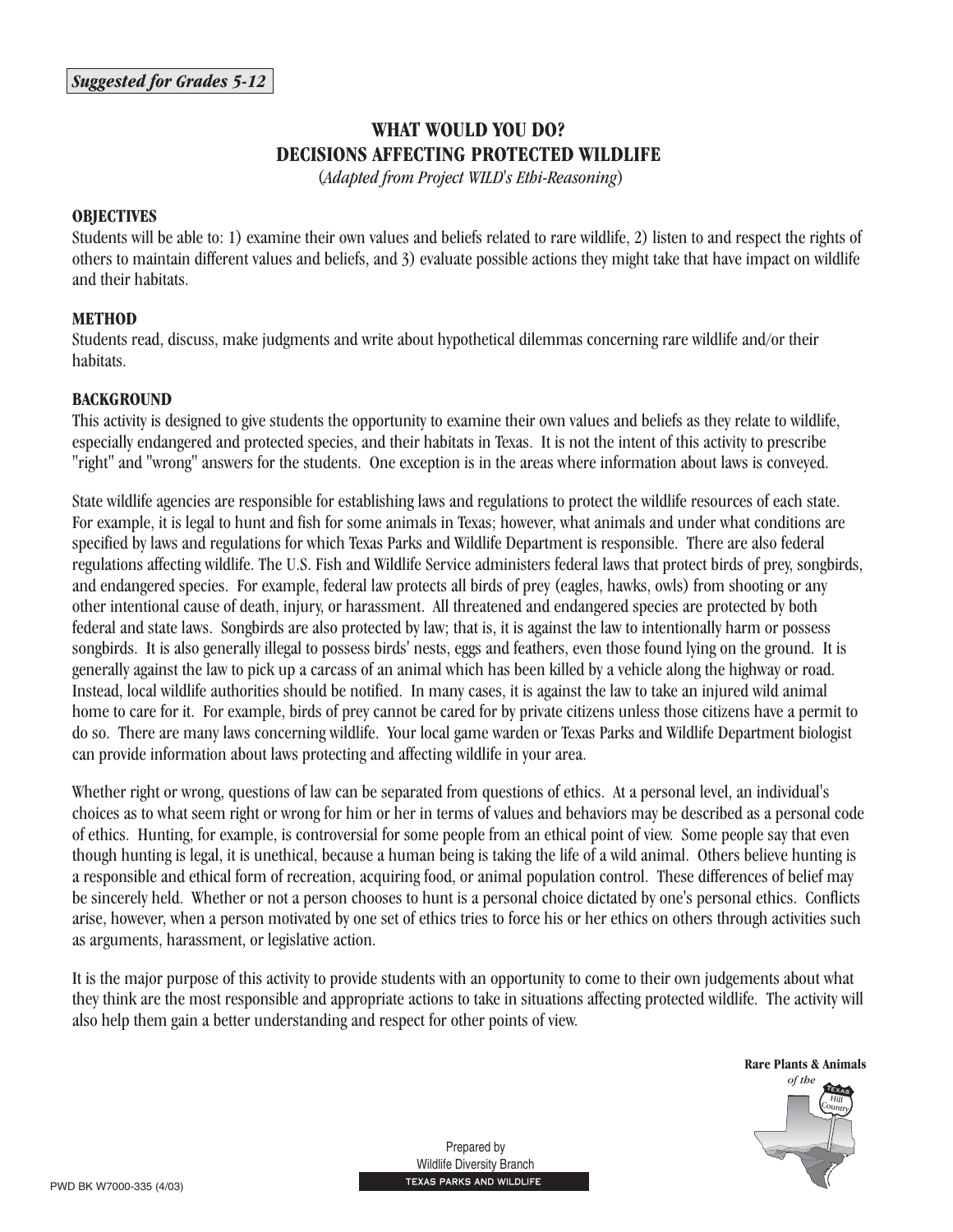*Suggested for Grades 5-12*

# WHAT WOULD YOU DO? DECISIONS AFFECTING PROTECTED WILDLIFE

(*Adapted from Project WILD's Ethi-Reasoning*)

## OBJECTIVES

Students will be able to: 1) examine their own values and beliefs related to rare wildlife, 2) listen to and respect the rights of others to maintain different values and beliefs, and 3) evaluate possible actions they might take that have impact on wildlife and their habitats.

## METHOD

Students read, discuss, make judgments and write about hypothetical dilemmas concerning rare wildlife and/or their habitats.

## BACKGROUND

This activity is designed to give students the opportunity to examine their own values and beliefs as they relate to wildlife, especially endangered and protected species, and their habitats in Texas. It is not the intent of this activity to prescribe "right" and "wrong" answers for the students. One exception is in the areas where information about laws is conveyed.

State wildlife agencies are responsible for establishing laws and regulations to protect the wildlife resources of each state. For example, it is legal to hunt and fish for some animals in Texas; however, what animals and under what conditions are specified by laws and regulations for which Texas Parks and Wildlife Department is responsible. There are also federal regulations affecting wildlife. The U.S. Fish and Wildlife Service administers federal laws that protect birds of prey, songbirds, and endangered species. For example, federal law protects all birds of prey (eagles, hawks, owls) from shooting or any other intentional cause of death, injury, or harassment. All threatened and endangered species are protected by both federal and state laws. Songbirds are also protected by law; that is, it is against the law to intentionally harm or possess songbirds. It is also generally illegal to possess birds' nests, eggs and feathers, even those found lying on the ground. It is generally against the law to pick up a carcass of an animal which has been killed by a vehicle along the highway or road. Instead, local wildlife authorities should be notified. In many cases, it is against the law to take an injured wild animal home to care for it. For example, birds of prey cannot be cared for by private citizens unless those citizens have a permit to do so. There are many laws concerning wildlife. Your local game warden or Texas Parks and Wildlife Department biologist can provide information about laws protecting and affecting wildlife in your area.

Whether right or wrong, questions of law can be separated from questions of ethics. At a personal level, an individual's choices as to what seem right or wrong for him or her in terms of values and behaviors may be described as a personal code of ethics. Hunting, for example, is controversial for some people from an ethical point of view. Some people say that even though hunting is legal, it is unethical, because a human being is taking the life of a wild animal. Others believe hunting is a responsible and ethical form of recreation, acquiring food, or animal population control. These differences of belief may be sincerely held. Whether or not a person chooses to hunt is a personal choice dictated by one's personal ethics. Conflicts arise, however, when a person motivated by one set of ethics tries to force his or her ethics on others through activities such as arguments, harassment, or legislative action.

It is the major purpose of this activity to provide students with an opportunity to come to their own judgements about what they think are the most responsible and appropriate actions to take in situations affecting protected wildlife. The activity will also help them gain a better understanding and respect for other points of view.

**Rare Plants & Animals** *of the* Texas Hill Country

Prepared by
Wildlife Diversity Branch
TEXAS PARKS AND WILDLIFE

PWD BK W7000-335 (4/03)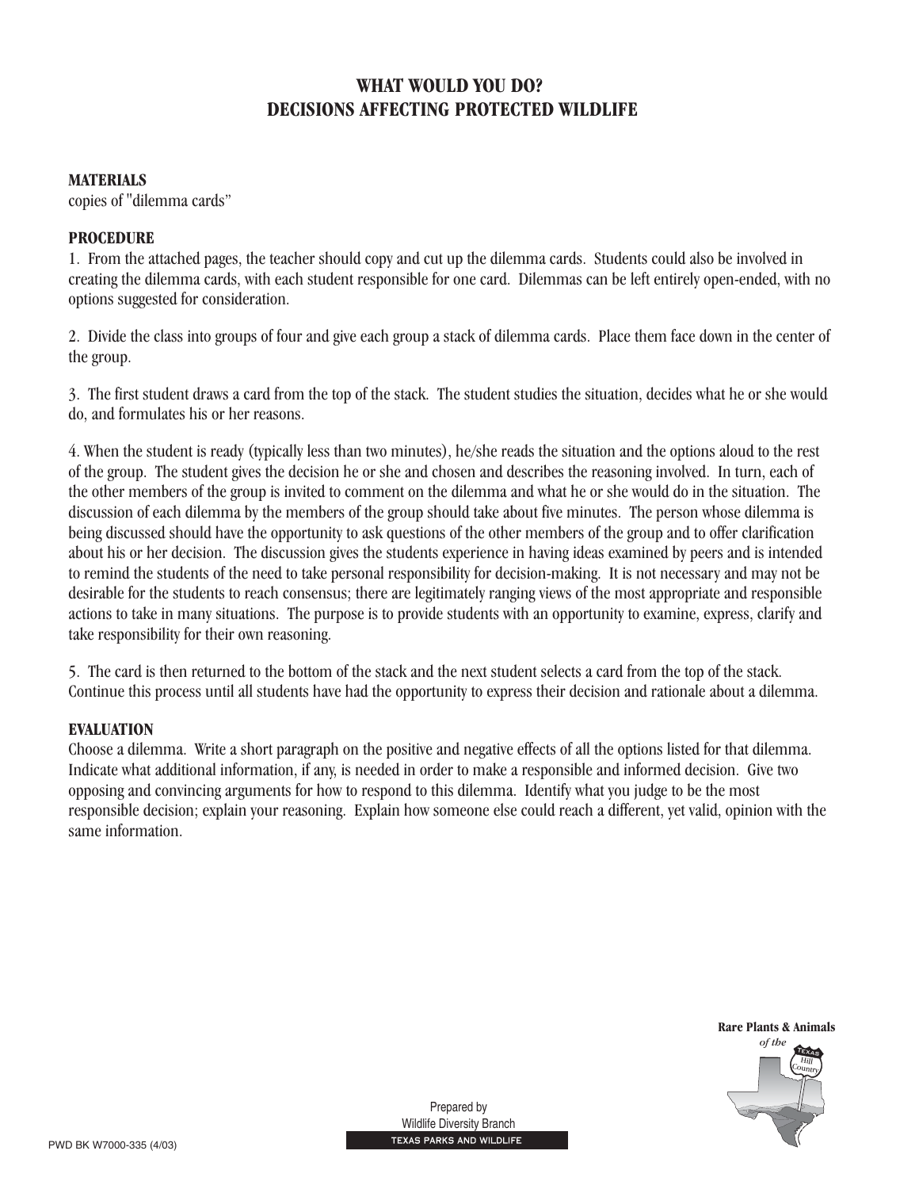# WHAT WOULD YOU DO?
# DECISIONS AFFECTING PROTECTED WILDLIFE

**MATERIALS**

copies of "dilemma cards"

**PROCEDURE**

1. From the attached pages, the teacher should copy and cut up the dilemma cards. Students could also be involved in creating the dilemma cards, with each student responsible for one card. Dilemmas can be left entirely open-ended, with no options suggested for consideration.

2. Divide the class into groups of four and give each group a stack of dilemma cards. Place them face down in the center of the group.

3. The first student draws a card from the top of the stack. The student studies the situation, decides what he or she would do, and formulates his or her reasons.

4. When the student is ready (typically less than two minutes), he/she reads the situation and the options aloud to the rest of the group. The student gives the decision he or she and chosen and describes the reasoning involved. In turn, each of the other members of the group is invited to comment on the dilemma and what he or she would do in the situation. The discussion of each dilemma by the members of the group should take about five minutes. The person whose dilemma is being discussed should have the opportunity to ask questions of the other members of the group and to offer clarification about his or her decision. The discussion gives the students experience in having ideas examined by peers and is intended to remind the students of the need to take personal responsibility for decision-making. It is not necessary and may not be desirable for the students to reach consensus; there are legitimately ranging views of the most appropriate and responsible actions to take in many situations. The purpose is to provide students with an opportunity to examine, express, clarify and take responsibility for their own reasoning.

5. The card is then returned to the bottom of the stack and the next student selects a card from the top of the stack. Continue this process until all students have had the opportunity to express their decision and rationale about a dilemma.

**EVALUATION**

Choose a dilemma. Write a short paragraph on the positive and negative effects of all the options listed for that dilemma. Indicate what additional information, if any, is needed in order to make a responsible and informed decision. Give two opposing and convincing arguments for how to respond to this dilemma. Identify what you judge to be the most responsible decision; explain your reasoning. Explain how someone else could reach a different, yet valid, opinion with the same information.

**Rare Plants & Animals** *of the* Texas Hill Country

Prepared by
Wildlife Diversity Branch
TEXAS PARKS AND WILDLIFE

PWD BK W7000-335 (4/03)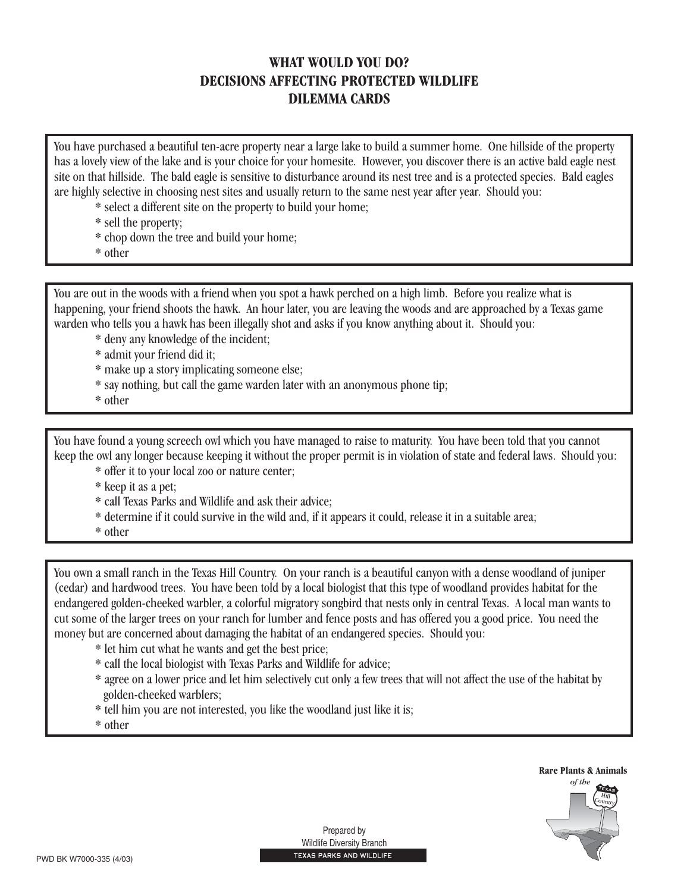# WHAT WOULD YOU DO?
# DECISIONS AFFECTING PROTECTED WILDLIFE
# DILEMMA CARDS

You have purchased a beautiful ten-acre property near a large lake to build a summer home. One hillside of the property has a lovely view of the lake and is your choice for your homesite. However, you discover there is an active bald eagle nest site on that hillside. The bald eagle is sensitive to disturbance around its nest tree and is a protected species. Bald eagles are highly selective in choosing nest sites and usually return to the same nest year after year. Should you:

* select a different site on the property to build your home;
* sell the property;
* chop down the tree and build your home;
* other

---

You are out in the woods with a friend when you spot a hawk perched on a high limb. Before you realize what is happening, your friend shoots the hawk. An hour later, you are leaving the woods and are approached by a Texas game warden who tells you a hawk has been illegally shot and asks if you know anything about it. Should you:

* deny any knowledge of the incident;
* admit your friend did it;
* make up a story implicating someone else;
* say nothing, but call the game warden later with an anonymous phone tip;
* other

---

You have found a young screech owl which you have managed to raise to maturity. You have been told that you cannot keep the owl any longer because keeping it without the proper permit is in violation of state and federal laws. Should you:

* offer it to your local zoo or nature center;
* keep it as a pet;
* call Texas Parks and Wildlife and ask their advice;
* determine if it could survive in the wild and, if it appears it could, release it in a suitable area;
* other

---

You own a small ranch in the Texas Hill Country. On your ranch is a beautiful canyon with a dense woodland of juniper (cedar) and hardwood trees. You have been told by a local biologist that this type of woodland provides habitat for the endangered golden-cheeked warbler, a colorful migratory songbird that nests only in central Texas. A local man wants to cut some of the larger trees on your ranch for lumber and fence posts and has offered you a good price. You need the money but are concerned about damaging the habitat of an endangered species. Should you:

* let him cut what he wants and get the best price;
* call the local biologist with Texas Parks and Wildlife for advice;
* agree on a lower price and let him selectively cut only a few trees that will not affect the use of the habitat by golden-cheeked warblers;
* tell him you are not interested, you like the woodland just like it is;
* other

**Rare Plants & Animals** *of the* Texas Hill Country

PWD BK W7000-335 (4/03)

Prepared by
Wildlife Diversity Branch
TEXAS PARKS AND WILDLIFE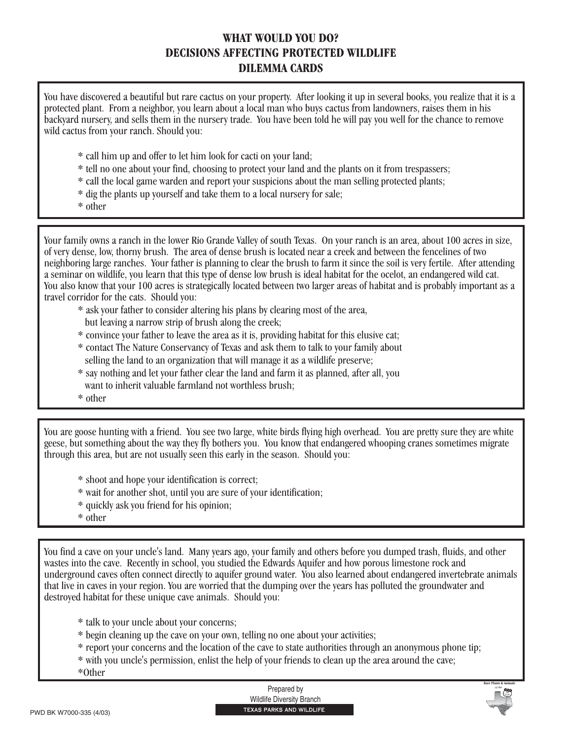# WHAT WOULD YOU DO?
# DECISIONS AFFECTING PROTECTED WILDLIFE
# DILEMMA CARDS

You have discovered a beautiful but rare cactus on your property. After looking it up in several books, you realize that it is a protected plant. From a neighbor, you learn about a local man who buys cactus from landowners, raises them in his backyard nursery, and sells them in the nursery trade. You have been told he will pay you well for the chance to remove wild cactus from your ranch. Should you:

* call him up and offer to let him look for cacti on your land;
* tell no one about your find, choosing to protect your land and the plants on it from trespassers;
* call the local game warden and report your suspicions about the man selling protected plants;
* dig the plants up yourself and take them to a local nursery for sale;
* other

---

Your family owns a ranch in the lower Rio Grande Valley of south Texas. On your ranch is an area, about 100 acres in size, of very dense, low, thorny brush. The area of dense brush is located near a creek and between the fencelines of two neighboring large ranches. Your father is planning to clear the brush to farm it since the soil is very fertile. After attending a seminar on wildlife, you learn that this type of dense low brush is ideal habitat for the ocelot, an endangered wild cat. You also know that your 100 acres is strategically located between two larger areas of habitat and is probably important as a travel corridor for the cats. Should you:

* ask your father to consider altering his plans by clearing most of the area, but leaving a narrow strip of brush along the creek;
* convince your father to leave the area as it is, providing habitat for this elusive cat;
* contact The Nature Conservancy of Texas and ask them to talk to your family about selling the land to an organization that will manage it as a wildlife preserve;
* say nothing and let your father clear the land and farm it as planned, after all, you want to inherit valuable farmland not worthless brush;
* other

---

You are goose hunting with a friend. You see two large, white birds flying high overhead. You are pretty sure they are white geese, but something about the way they fly bothers you. You know that endangered whooping cranes sometimes migrate through this area, but are not usually seen this early in the season. Should you:

* shoot and hope your identification is correct;
* wait for another shot, until you are sure of your identification;
* quickly ask you friend for his opinion;
* other

---

You find a cave on your uncle's land. Many years ago, your family and others before you dumped trash, fluids, and other wastes into the cave. Recently in school, you studied the Edwards Aquifer and how porous limestone rock and underground caves often connect directly to aquifer ground water. You also learned about endangered invertebrate animals that live in caves in your region. You are worried that the dumping over the years has polluted the groundwater and destroyed habitat for these unique cave animals. Should you:

* talk to your uncle about your concerns;
* begin cleaning up the cave on your own, telling no one about your activities;
* report your concerns and the location of the cave to state authorities through an anonymous phone tip;
* with you uncle's permission, enlist the help of your friends to clean up the area around the cave;
* Other

Prepared by
Wildlife Diversity Branch
TEXAS PARKS AND WILDLIFE

PWD BK W7000-335 (4/03)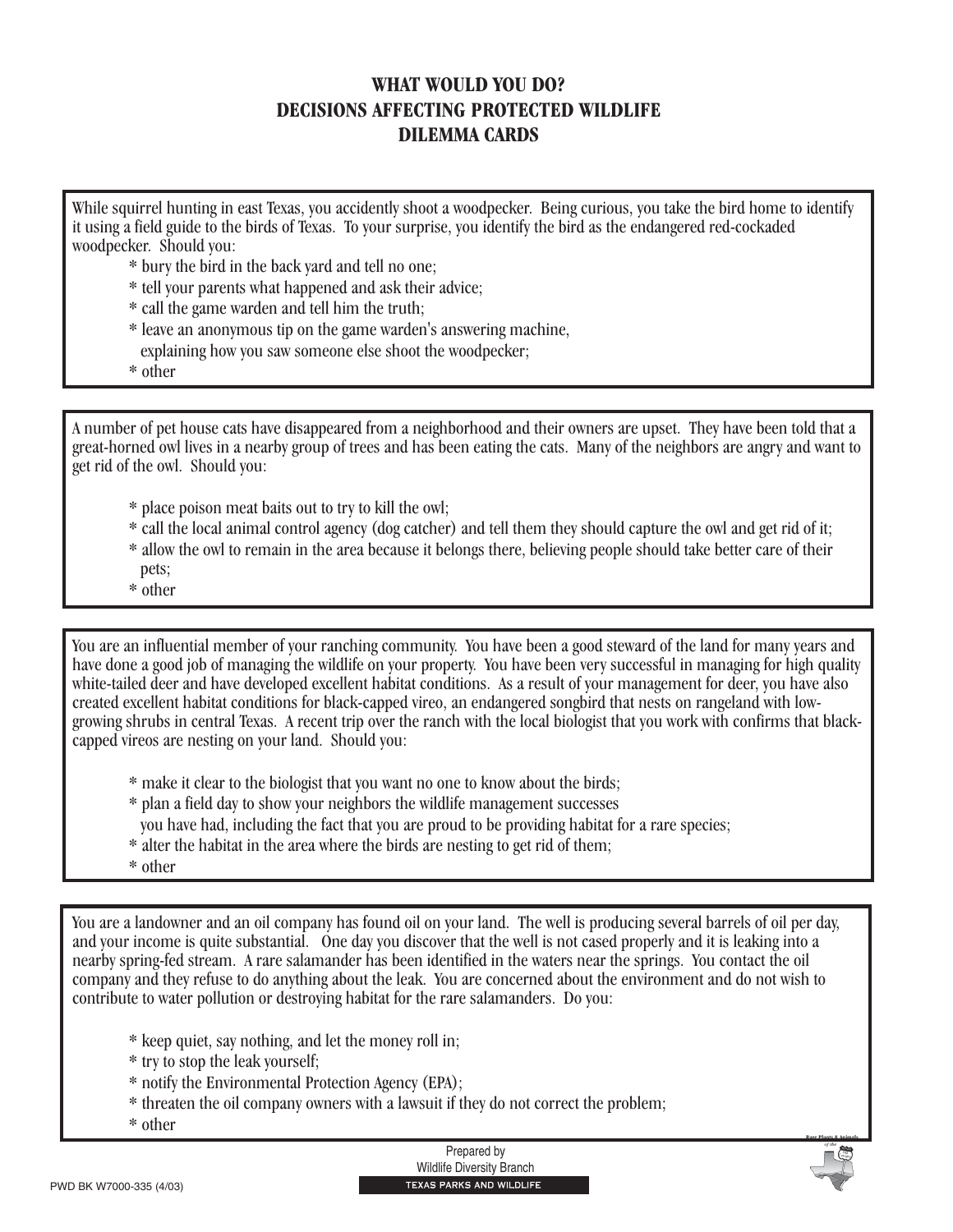# WHAT WOULD YOU DO?
# DECISIONS AFFECTING PROTECTED WILDLIFE
# DILEMMA CARDS

While squirrel hunting in east Texas, you accidently shoot a woodpecker. Being curious, you take the bird home to identify it using a field guide to the birds of Texas. To your surprise, you identify the bird as the endangered red-cockaded woodpecker. Should you:

- bury the bird in the back yard and tell no one;
- tell your parents what happened and ask their advice;
- call the game warden and tell him the truth;
- leave an anonymous tip on the game warden's answering machine, explaining how you saw someone else shoot the woodpecker;
- other

---

A number of pet house cats have disappeared from a neighborhood and their owners are upset. They have been told that a great-horned owl lives in a nearby group of trees and has been eating the cats. Many of the neighbors are angry and want to get rid of the owl. Should you:

- place poison meat baits out to try to kill the owl;
- call the local animal control agency (dog catcher) and tell them they should capture the owl and get rid of it;
- allow the owl to remain in the area because it belongs there, believing people should take better care of their pets;
- other

---

You are an influential member of your ranching community. You have been a good steward of the land for many years and have done a good job of managing the wildlife on your property. You have been very successful in managing for high quality white-tailed deer and have developed excellent habitat conditions. As a result of your management for deer, you have also created excellent habitat conditions for black-capped vireo, an endangered songbird that nests on rangeland with low-growing shrubs in central Texas. A recent trip over the ranch with the local biologist that you work with confirms that black-capped vireos are nesting on your land. Should you:

- make it clear to the biologist that you want no one to know about the birds;
- plan a field day to show your neighbors the wildlife management successes you have had, including the fact that you are proud to be providing habitat for a rare species;
- alter the habitat in the area where the birds are nesting to get rid of them;
- other

---

You are a landowner and an oil company has found oil on your land. The well is producing several barrels of oil per day, and your income is quite substantial. One day you discover that the well is not cased properly and it is leaking into a nearby spring-fed stream. A rare salamander has been identified in the waters near the springs. You contact the oil company and they refuse to do anything about the leak. You are concerned about the environment and do not wish to contribute to water pollution or destroying habitat for the rare salamanders. Do you:

- keep quiet, say nothing, and let the money roll in;
- try to stop the leak yourself;
- notify the Environmental Protection Agency (EPA);
- threaten the oil company owners with a lawsuit if they do not correct the problem;
- other

Prepared by
Wildlife Diversity Branch
TEXAS PARKS AND WILDLIFE

PWD BK W7000-335 (4/03)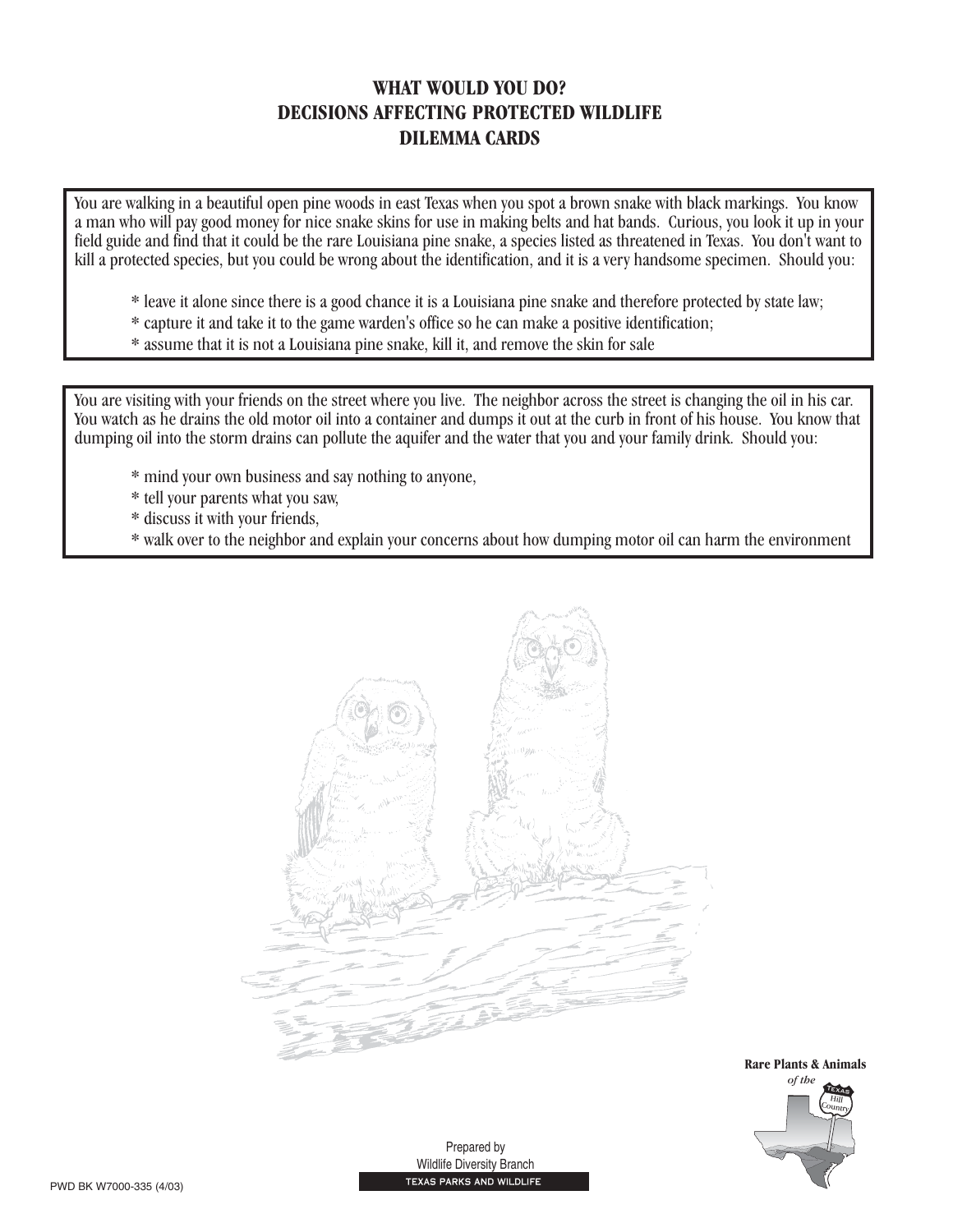# WHAT WOULD YOU DO?
# DECISIONS AFFECTING PROTECTED WILDLIFE
# DILEMMA CARDS

You are walking in a beautiful open pine woods in east Texas when you spot a brown snake with black markings. You know a man who will pay good money for nice snake skins for use in making belts and hat bands. Curious, you look it up in your field guide and find that it could be the rare Louisiana pine snake, a species listed as threatened in Texas. You don't want to kill a protected species, but you could be wrong about the identification, and it is a very handsome specimen. Should you:

* leave it alone since there is a good chance it is a Louisiana pine snake and therefore protected by state law;
* capture it and take it to the game warden's office so he can make a positive identification;
* assume that it is not a Louisiana pine snake, kill it, and remove the skin for sale

You are visiting with your friends on the street where you live. The neighbor across the street is changing the oil in his car. You watch as he drains the old motor oil into a container and dumps it out at the curb in front of his house. You know that dumping oil into the storm drains can pollute the aquifer and the water that you and your family drink. Should you:

* mind your own business and say nothing to anyone,
* tell your parents what you saw,
* discuss it with your friends,
* walk over to the neighbor and explain your concerns about how dumping motor oil can harm the environment

**Rare Plants & Animals** *of the* Texas Hill Country

Prepared by
Wildlife Diversity Branch
TEXAS PARKS AND WILDLIFE

PWD BK W7000-335 (4/03)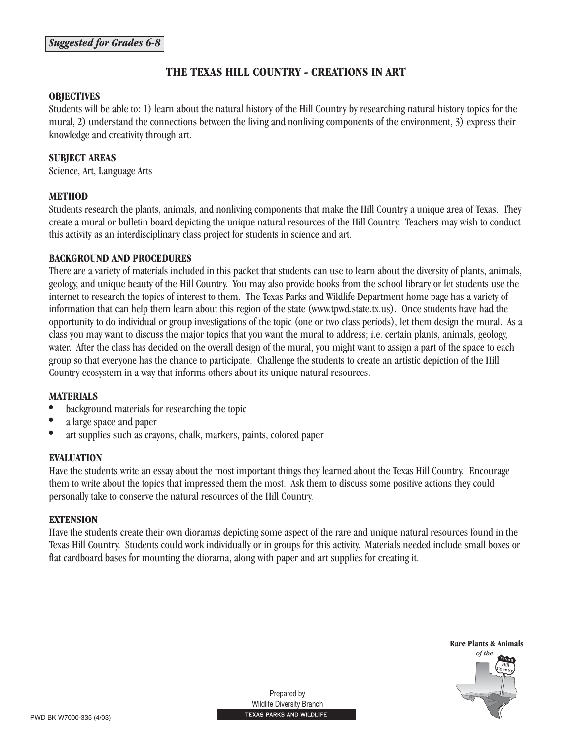*Suggested for Grades 6-8*

# THE TEXAS HILL COUNTRY - CREATIONS IN ART

## OBJECTIVES

Students will be able to: 1) learn about the natural history of the Hill Country by researching natural history topics for the mural, 2) understand the connections between the living and nonliving components of the environment, 3) express their knowledge and creativity through art.

## SUBJECT AREAS

Science, Art, Language Arts

## METHOD

Students research the plants, animals, and nonliving components that make the Hill Country a unique area of Texas. They create a mural or bulletin board depicting the unique natural resources of the Hill Country. Teachers may wish to conduct this activity as an interdisciplinary class project for students in science and art.

## BACKGROUND AND PROCEDURES

There are a variety of materials included in this packet that students can use to learn about the diversity of plants, animals, geology, and unique beauty of the Hill Country. You may also provide books from the school library or let students use the internet to research the topics of interest to them. The Texas Parks and Wildlife Department home page has a variety of information that can help them learn about this region of the state (www.tpwd.state.tx.us). Once students have had the opportunity to do individual or group investigations of the topic (one or two class periods), let them design the mural. As a class you may want to discuss the major topics that you want the mural to address; i.e. certain plants, animals, geology, water. After the class has decided on the overall design of the mural, you might want to assign a part of the space to each group so that everyone has the chance to participate. Challenge the students to create an artistic depiction of the Hill Country ecosystem in a way that informs others about its unique natural resources.

## MATERIALS

- background materials for researching the topic
- a large space and paper
- art supplies such as crayons, chalk, markers, paints, colored paper

## EVALUATION

Have the students write an essay about the most important things they learned about the Texas Hill Country. Encourage them to write about the topics that impressed them the most. Ask them to discuss some positive actions they could personally take to conserve the natural resources of the Hill Country.

## EXTENSION

Have the students create their own dioramas depicting some aspect of the rare and unique natural resources found in the Texas Hill Country. Students could work individually or in groups for this activity. Materials needed include small boxes or flat cardboard bases for mounting the diorama, along with paper and art supplies for creating it.

Prepared by
Wildlife Diversity Branch
TEXAS PARKS AND WILDLIFE

PWD BK W7000-335 (4/03)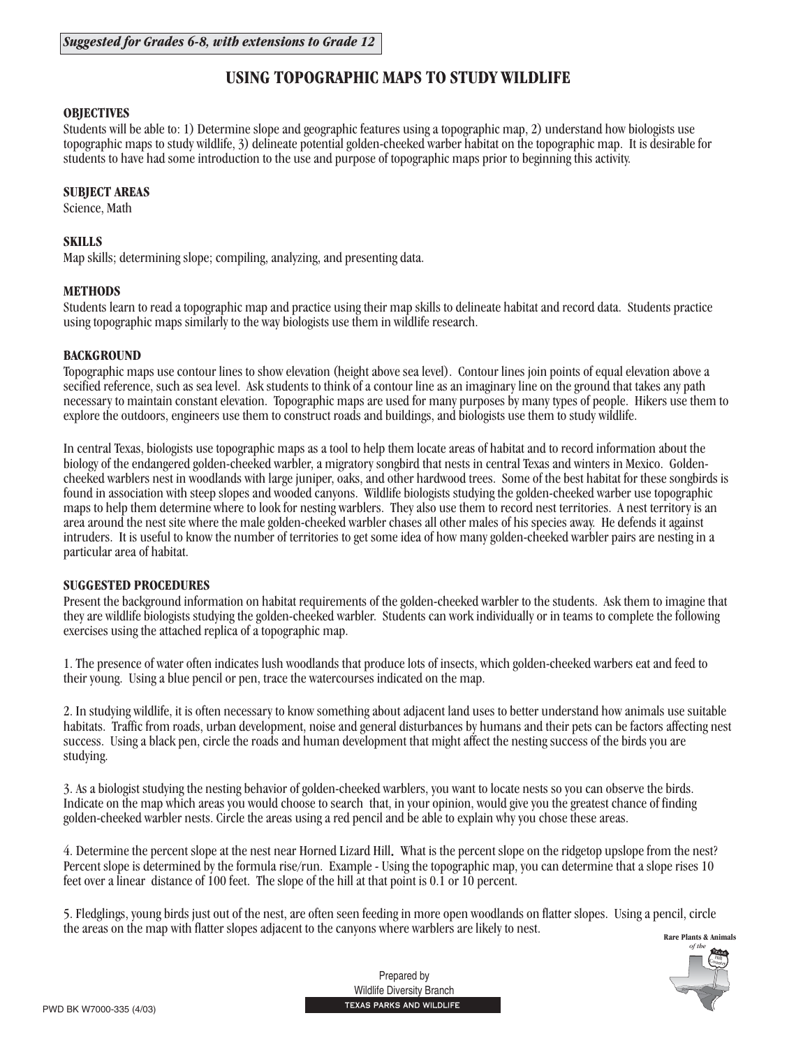*Suggested for Grades 6-8, with extensions to Grade 12*

# USING TOPOGRAPHIC MAPS TO STUDY WILDLIFE

### OBJECTIVES

Students will be able to: 1) Determine slope and geographic features using a topographic map, 2) understand how biologists use topographic maps to study wildlife, 3) delineate potential golden-cheeked warber habitat on the topographic map. It is desirable for students to have had some introduction to the use and purpose of topographic maps prior to beginning this activity.

### SUBJECT AREAS

Science, Math

### SKILLS

Map skills; determining slope; compiling, analyzing, and presenting data.

### METHODS

Students learn to read a topographic map and practice using their map skills to delineate habitat and record data. Students practice using topographic maps similarly to the way biologists use them in wildlife research.

### BACKGROUND

Topographic maps use contour lines to show elevation (height above sea level). Contour lines join points of equal elevation above a secified reference, such as sea level. Ask students to think of a contour line as an imaginary line on the ground that takes any path necessary to maintain constant elevation. Topographic maps are used for many purposes by many types of people. Hikers use them to explore the outdoors, engineers use them to construct roads and buildings, and biologists use them to study wildlife.

In central Texas, biologists use topographic maps as a tool to help them locate areas of habitat and to record information about the biology of the endangered golden-cheeked warbler, a migratory songbird that nests in central Texas and winters in Mexico. Golden-cheeked warblers nest in woodlands with large juniper, oaks, and other hardwood trees. Some of the best habitat for these songbirds is found in association with steep slopes and wooded canyons. Wildlife biologists studying the golden-cheeked warber use topographic maps to help them determine where to look for nesting warblers. They also use them to record nest territories. A nest territory is an area around the nest site where the male golden-cheeked warbler chases all other males of his species away. He defends it against intruders. It is useful to know the number of territories to get some idea of how many golden-cheeked warbler pairs are nesting in a particular area of habitat.

### SUGGESTED PROCEDURES

Present the background information on habitat requirements of the golden-cheeked warbler to the students. Ask them to imagine that they are wildlife biologists studying the golden-cheeked warbler. Students can work individually or in teams to complete the following exercises using the attached replica of a topographic map.

1. The presence of water often indicates lush woodlands that produce lots of insects, which golden-cheeked warbers eat and feed to their young. Using a blue pencil or pen, trace the watercourses indicated on the map.

2. In studying wildlife, it is often necessary to know something about adjacent land uses to better understand how animals use suitable habitats. Traffic from roads, urban development, noise and general disturbances by humans and their pets can be factors affecting nest success. Using a black pen, circle the roads and human development that might affect the nesting success of the birds you are studying.

3. As a biologist studying the nesting behavior of golden-cheeked warblers, you want to locate nests so you can observe the birds. Indicate on the map which areas you would choose to search that, in your opinion, would give you the greatest chance of finding golden-cheeked warbler nests. Circle the areas using a red pencil and be able to explain why you chose these areas.

4. Determine the percent slope at the nest near Horned Lizard Hill. What is the percent slope on the ridgetop upslope from the nest? Percent slope is determined by the formula rise/run. Example - Using the topographic map, you can determine that a slope rises 10 feet over a linear distance of 100 feet. The slope of the hill at that point is 0.1 or 10 percent.

5. Fledglings, young birds just out of the nest, are often seen feeding in more open woodlands on flatter slopes. Using a pencil, circle the areas on the map with flatter slopes adjacent to the canyons where warblers are likely to nest.

Rare Plants & Animals of the Texas Hill Country

Prepared by
Wildlife Diversity Branch
TEXAS PARKS AND WILDLIFE

PWD BK W7000-335 (4/03)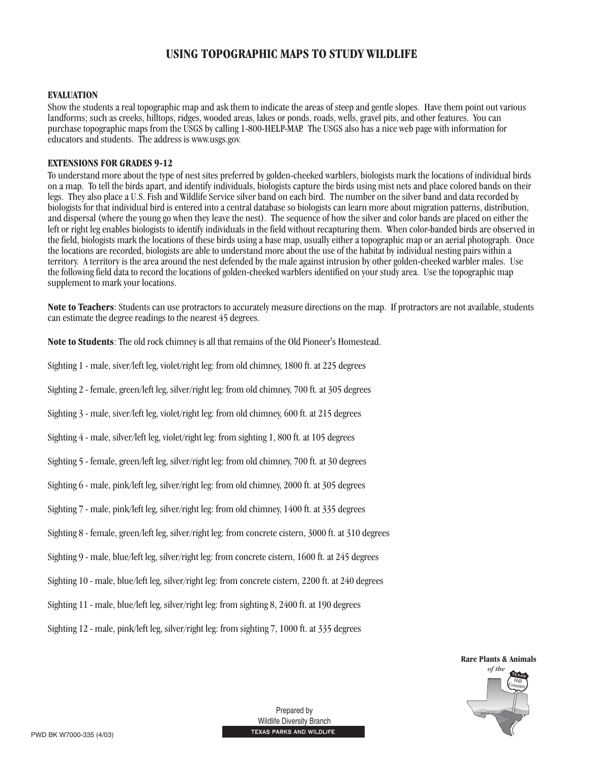# USING TOPOGRAPHIC MAPS TO STUDY WILDLIFE

### EVALUATION

Show the students a real topographic map and ask them to indicate the areas of steep and gentle slopes. Have them point out various landforms; such as creeks, hilltops, ridges, wooded areas, lakes or ponds, roads, wells, gravel pits, and other features. You can purchase topographic maps from the USGS by calling 1-800-HELP-MAP. The USGS also has a nice web page with information for educators and students. The address is www.usgs.gov.

### EXTENSIONS FOR GRADES 9-12

To understand more about the type of nest sites preferred by golden-cheeked warblers, biologists mark the locations of individual birds on a map. To tell the birds apart, and identify individuals, biologists capture the birds using mist nets and place colored bands on their legs. They also place a U.S. Fish and Wildlife Service silver band on each bird. The number on the silver band and data recorded by biologists for that individual bird is entered into a central database so biologists can learn more about migration patterns, distribution, and dispersal (where the young go when they leave the nest). The sequence of how the silver and color bands are placed on either the left or right leg enables biologists to identify individuals in the field without recapturing them. When color-banded birds are observed in the field, biologists mark the locations of these birds using a base map, usually either a topographic map or an aerial photograph. Once the locations are recorded, biologists are able to understand more about the use of the habitat by individual nesting pairs within a territory. A territory is the area around the nest defended by the male against intrusion by other golden-cheeked warbler males. Use the following field data to record the locations of golden-cheeked warblers identified on your study area. Use the topographic map supplement to mark your locations.

**Note to Teachers**: Students can use protractors to accurately measure directions on the map. If protractors are not available, students can estimate the degree readings to the nearest 45 degrees.

**Note to Students**: The old rock chimney is all that remains of the Old Pioneer's Homestead.

Sighting 1 - male, siver/left leg, violet/right leg: from old chimney, 1800 ft. at 225 degrees

Sighting 2 - female, green/left leg, silver/right leg: from old chimney, 700 ft. at 305 degrees

Sighting 3 - male, siver/left leg, violet/right leg: from old chimney, 600 ft. at 215 degrees

Sighting 4 - male, silver/left leg, violet/right leg: from sighting 1, 800 ft. at 105 degrees

Sighting 5 - female, green/left leg, silver/right leg: from old chimney, 700 ft. at 30 degrees

Sighting 6 - male, pink/left leg, silver/right leg: from old chimney, 2000 ft. at 305 degrees

Sighting 7 - male, pink/left leg, silver/right leg: from old chimney, 1400 ft. at 335 degrees

Sighting 8 - female, green/left leg, silver/right leg: from concrete cistern, 3000 ft. at 310 degrees

Sighting 9 - male, blue/left leg, silver/right leg: from concrete cistern, 1600 ft. at 245 degrees

Sighting 10 - male, blue/left leg, silver/right leg: from concrete cistern, 2200 ft. at 240 degrees

Sighting 11 - male, blue/left leg, silver/right leg: from sighting 8, 2400 ft. at 190 degrees

Sighting 12 - male, pink/left leg, silver/right leg: from sighting 7, 1000 ft. at 335 degrees

**Rare Plants & Animals** *of the* Texas Hill Country

Prepared by
Wildlife Diversity Branch
TEXAS PARKS AND WILDLIFE

PWD BK W7000-335 (4/03)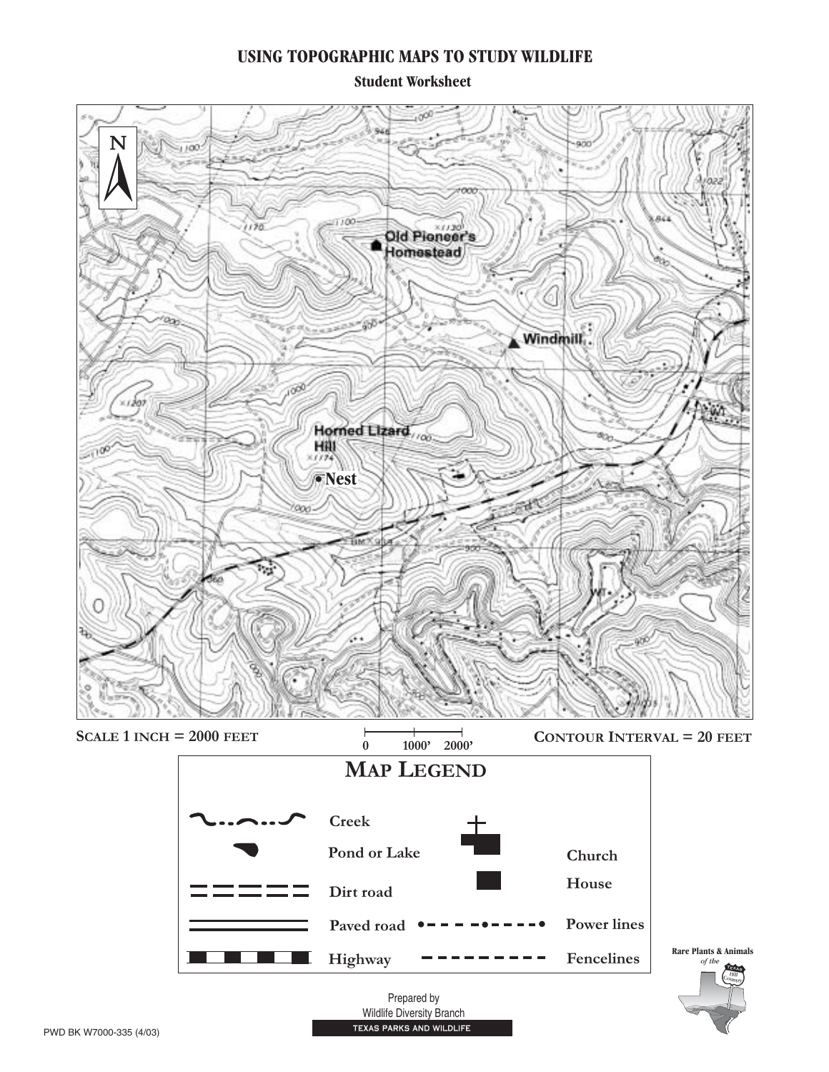# USING TOPOGRAPHIC MAPS TO STUDY WILDLIFE

## Student Worksheet

SCALE 1 INCH = 2000 FEET

0 1000' 2000'

CONTOUR INTERVAL = 20 FEET

## MAP LEGEND

| Symbol | Meaning | Symbol | Meaning |
| --- | --- | --- | --- |
| Creek | Creek | | Church |
| Pond or Lake | Pond or Lake | | House |
| Dirt road | Dirt road | | |
| Paved road | Paved road | | Power lines |
| Highway | Highway | | Fencelines |

Rare Plants & Animals *of the* Texas Hill Country

Prepared by
Wildlife Diversity Branch
TEXAS PARKS AND WILDLIFE

PWD BK W7000-335 (4/03)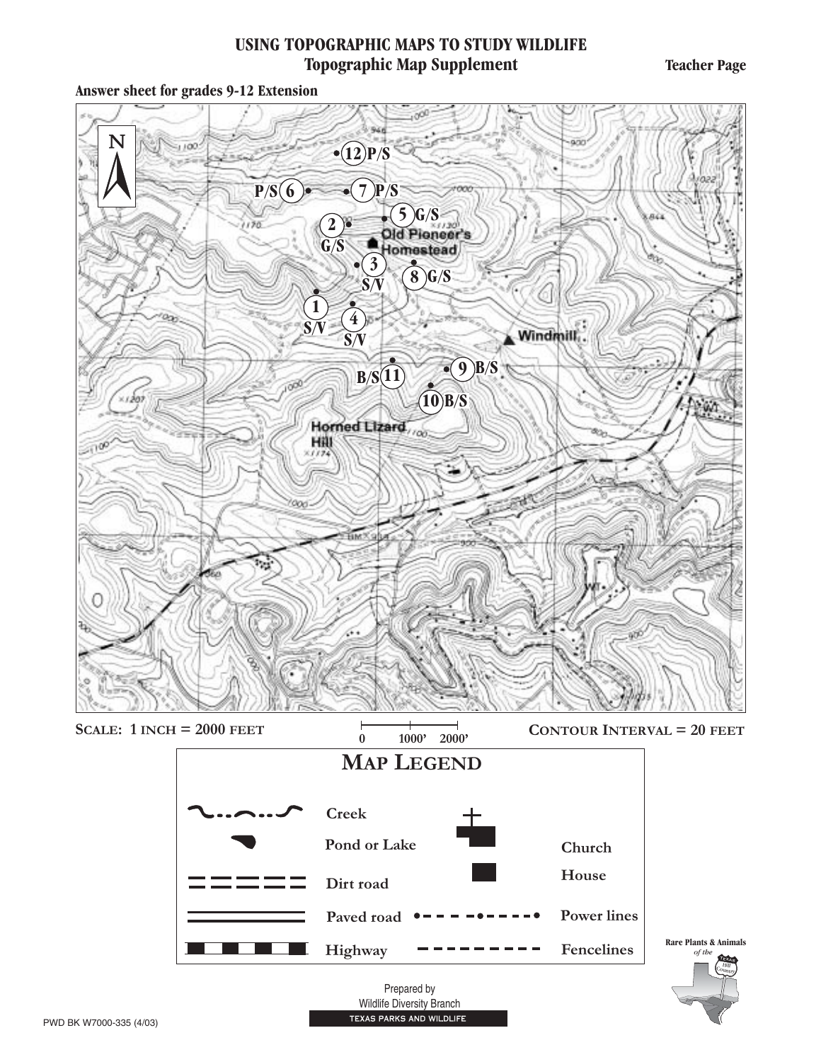# USING TOPOGRAPHIC MAPS TO STUDY WILDLIFE

## Topographic Map Supplement

**Teacher Page**

**Answer sheet for grades 9-12 Extension**

12 P/S

P/S 6

7 P/S

5 G/S

2 G/S

Old Pioneer's Homestead

3 S/V

8 G/S

1 S/V

4 S/V

Windmill

B/S 11

9 B/S

10 B/S

Horned Lizard Hill

**SCALE: 1 INCH = 2000 FEET**

0 1000' 2000'

**CONTOUR INTERVAL = 20 FEET**

## MAP LEGEND

| Symbol | Meaning | Symbol | Meaning |
|---|---|---|---|
| ~··~··~ | Creek | Church symbol | Church |
| Pond symbol | Pond or Lake | House symbol | House |
| = = = = = = | Dirt road | •- - - -•- - - -• | Power lines |
| ═══════ | Paved road | - - - - - - - - - | Fencelines |
| Highway symbol | Highway | | |

Rare Plants & Animals *of the* Texas Hill Country

Prepared by
Wildlife Diversity Branch
TEXAS PARKS AND WILDLIFE

PWD BK W7000-335 (4/03)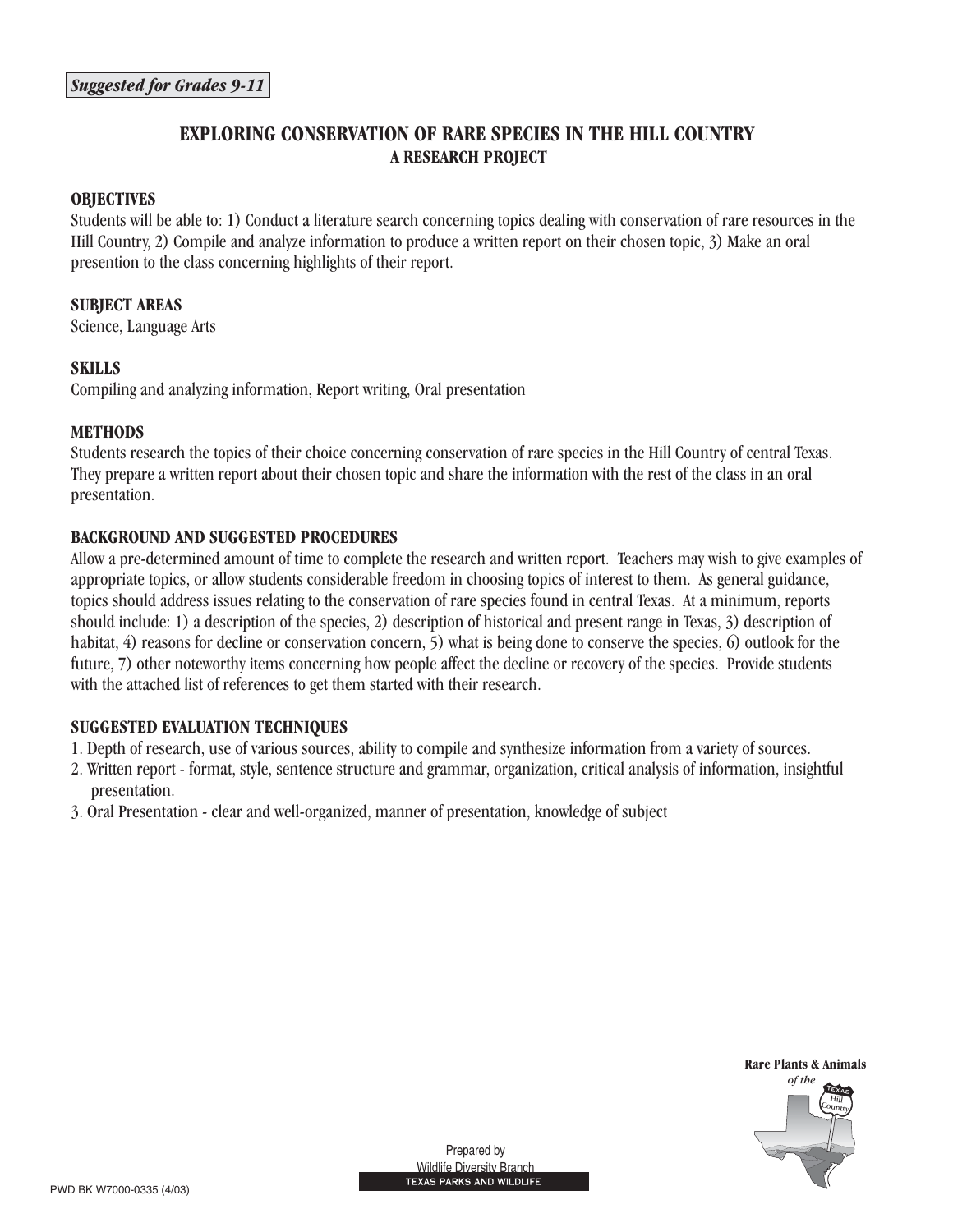*Suggested for Grades 9-11*

# EXPLORING CONSERVATION OF RARE SPECIES IN THE HILL COUNTRY

## A RESEARCH PROJECT

### OBJECTIVES

Students will be able to: 1) Conduct a literature search concerning topics dealing with conservation of rare resources in the Hill Country, 2) Compile and analyze information to produce a written report on their chosen topic, 3) Make an oral presention to the class concerning highlights of their report.

### SUBJECT AREAS

Science, Language Arts

### SKILLS

Compiling and analyzing information, Report writing, Oral presentation

### METHODS

Students research the topics of their choice concerning conservation of rare species in the Hill Country of central Texas. They prepare a written report about their chosen topic and share the information with the rest of the class in an oral presentation.

### BACKGROUND AND SUGGESTED PROCEDURES

Allow a pre-determined amount of time to complete the research and written report. Teachers may wish to give examples of appropriate topics, or allow students considerable freedom in choosing topics of interest to them. As general guidance, topics should address issues relating to the conservation of rare species found in central Texas. At a minimum, reports should include: 1) a description of the species, 2) description of historical and present range in Texas, 3) description of habitat, 4) reasons for decline or conservation concern, 5) what is being done to conserve the species, 6) outlook for the future, 7) other noteworthy items concerning how people affect the decline or recovery of the species. Provide students with the attached list of references to get them started with their research.

### SUGGESTED EVALUATION TECHNIQUES

1. Depth of research, use of various sources, ability to compile and synthesize information from a variety of sources.
2. Written report - format, style, sentence structure and grammar, organization, critical analysis of information, insightful presentation.
3. Oral Presentation - clear and well-organized, manner of presentation, knowledge of subject

Rare Plants & Animals of the Texas Hill Country

Prepared by
Wildlife Diversity Branch
TEXAS PARKS AND WILDLIFE

PWD BK W7000-0335 (4/03)